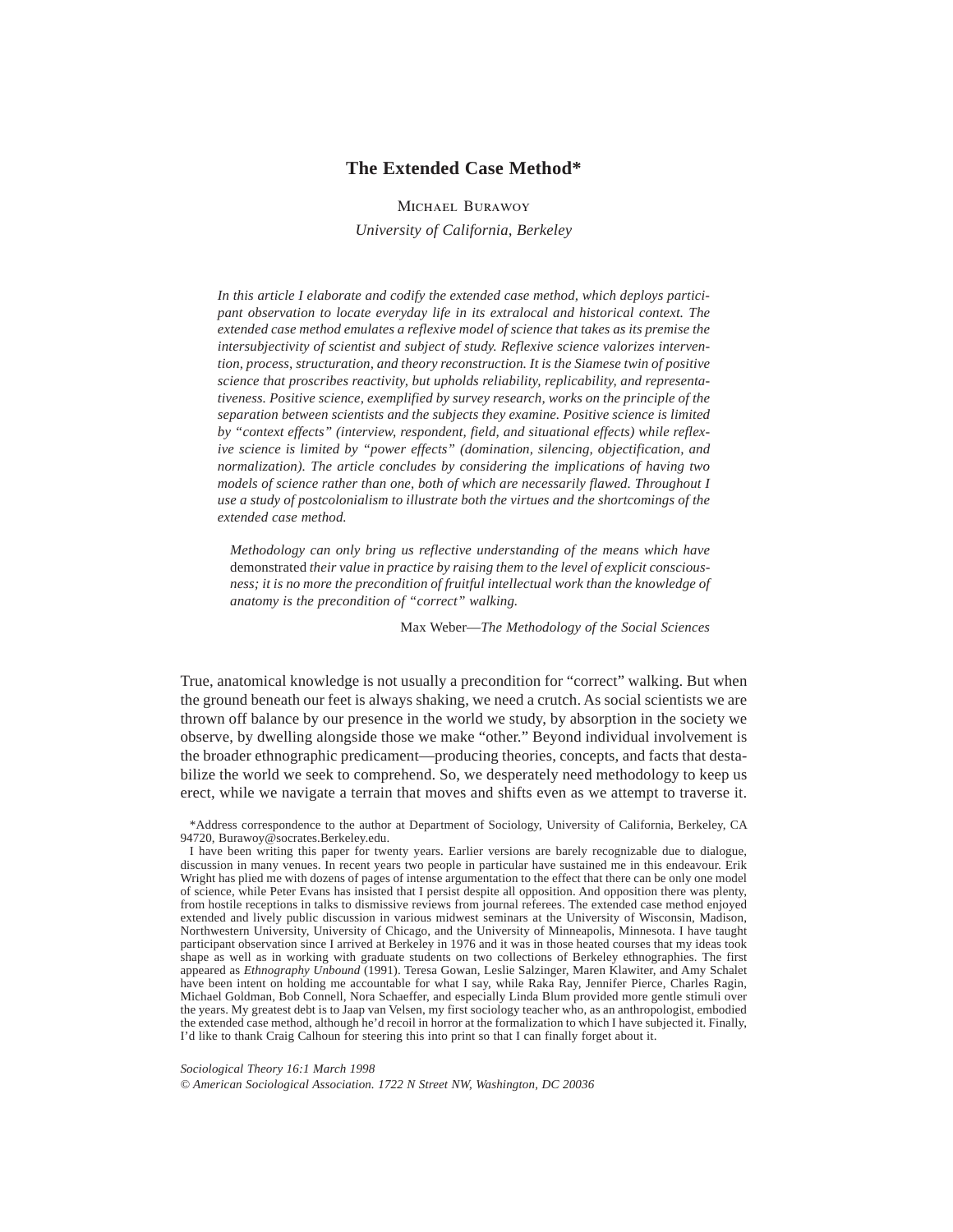# The Extended Case Method*

Michael Burawoy

*University of California, Berkeley*

*In this article I elaborate and codify the extended case method, which deploys participant observation to locate everyday life in its extralocal and historical context. The extended case method emulates a reflexive model of science that takes as its premise the intersubjectivity of scientist and subject of study. Reflexive science valorizes intervention, process, structuration, and theory reconstruction. It is the Siamese twin of positive science that proscribes reactivity, but upholds reliability, replicability, and representativeness. Positive science, exemplified by survey research, works on the principle of the separation between scientists and the subjects they examine. Positive science is limited by "context effects" (interview, respondent, field, and situational effects) while reflexive science is limited by "power effects" (domination, silencing, objectification, and normalization). The article concludes by considering the implications of having two models of science rather than one, both of which are necessarily flawed. Throughout I use a study of postcolonialism to illustrate both the virtues and the shortcomings of the extended case method.*

> *Methodology can only bring us reflective understanding of the means which have* demonstrated *their value in practice by raising them to the level of explicit consciousness; it is no more the precondition of fruitful intellectual work than the knowledge of anatomy is the precondition of "correct" walking.*
>
> Max Weber—*The Methodology of the Social Sciences*

True, anatomical knowledge is not usually a precondition for "correct" walking. But when the ground beneath our feet is always shaking, we need a crutch. As social scientists we are thrown off balance by our presence in the world we study, by absorption in the society we observe, by dwelling alongside those we make "other." Beyond individual involvement is the broader ethnographic predicament—producing theories, concepts, and facts that destabilize the world we seek to comprehend. So, we desperately need methodology to keep us erect, while we navigate a terrain that moves and shifts even as we attempt to traverse it.

*Address correspondence to the author at Department of Sociology, University of California, Berkeley, CA 94720, Burawoy@socrates.Berkeley.edu.

I have been writing this paper for twenty years. Earlier versions are barely recognizable due to dialogue, discussion in many venues. In recent years two people in particular have sustained me in this endeavour. Erik Wright has plied me with dozens of pages of intense argumentation to the effect that there can be only one model of science, while Peter Evans has insisted that I persist despite all opposition. And opposition there was plenty, from hostile receptions in talks to dismissive reviews from journal referees. The extended case method enjoyed extended and lively public discussion in various midwest seminars at the University of Wisconsin, Madison, Northwestern University, University of Chicago, and the University of Minneapolis, Minnesota. I have taught participant observation since I arrived at Berkeley in 1976 and it was in those heated courses that my ideas took shape as well as in working with graduate students on two collections of Berkeley ethnographies. The first appeared as *Ethnography Unbound* (1991). Teresa Gowan, Leslie Salzinger, Maren Klawiter, and Amy Schalet have been intent on holding me accountable for what I say, while Raka Ray, Jennifer Pierce, Charles Ragin, Michael Goldman, Bob Connell, Nora Schaeffer, and especially Linda Blum provided more gentle stimuli over the years. My greatest debt is to Jaap van Velsen, my first sociology teacher who, as an anthropologist, embodied the extended case method, although he'd recoil in horror at the formalization to which I have subjected it. Finally, I'd like to thank Craig Calhoun for steering this into print so that I can finally forget about it.

*Sociological Theory 16:1 March 1998*
*© American Sociological Association. 1722 N Street NW, Washington, DC 20036*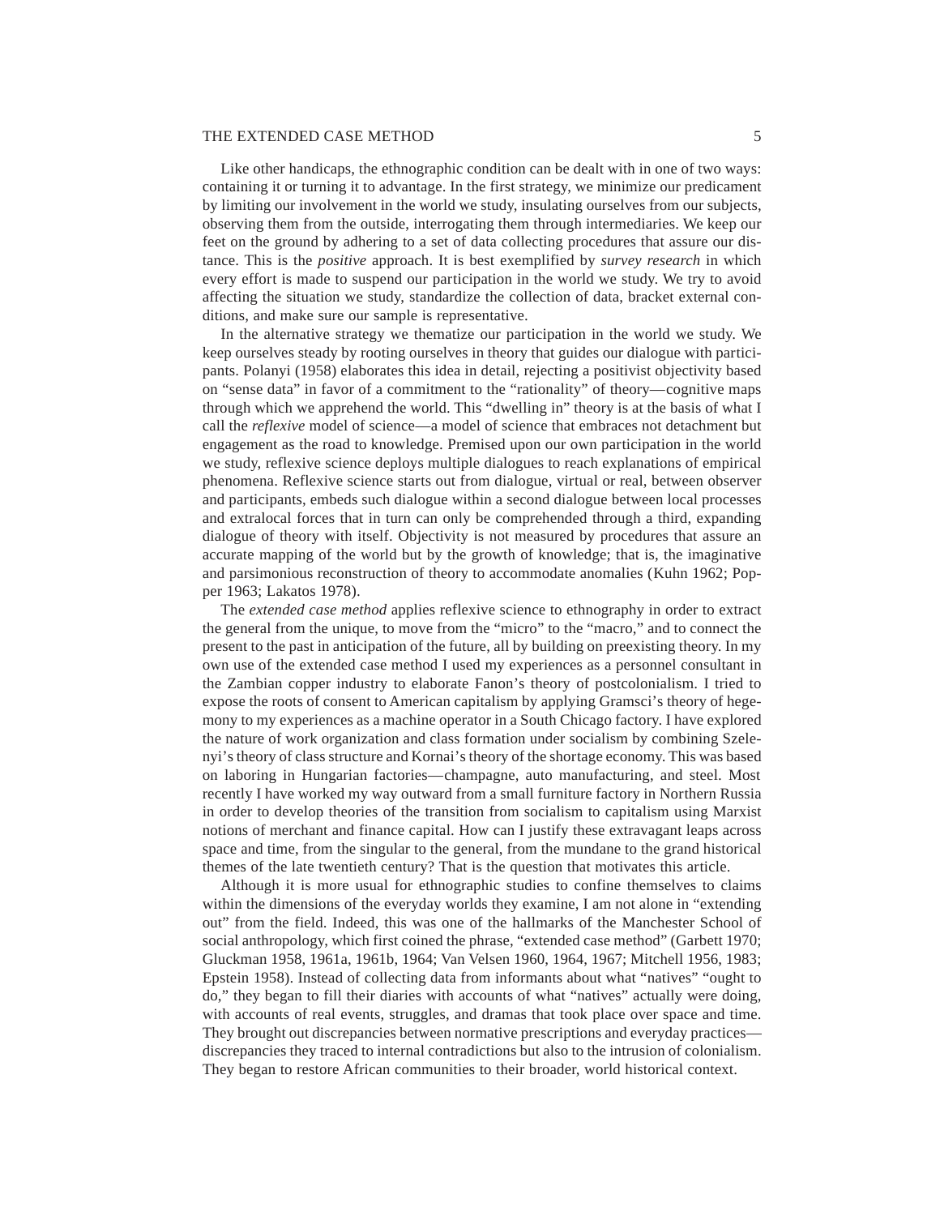Like other handicaps, the ethnographic condition can be dealt with in one of two ways: containing it or turning it to advantage. In the first strategy, we minimize our predicament by limiting our involvement in the world we study, insulating ourselves from our subjects, observing them from the outside, interrogating them through intermediaries. We keep our feet on the ground by adhering to a set of data collecting procedures that assure our distance. This is the *positive* approach. It is best exemplified by *survey research* in which every effort is made to suspend our participation in the world we study. We try to avoid affecting the situation we study, standardize the collection of data, bracket external conditions, and make sure our sample is representative.

In the alternative strategy we thematize our participation in the world we study. We keep ourselves steady by rooting ourselves in theory that guides our dialogue with participants. Polanyi (1958) elaborates this idea in detail, rejecting a positivist objectivity based on "sense data" in favor of a commitment to the "rationality" of theory—cognitive maps through which we apprehend the world. This "dwelling in" theory is at the basis of what I call the *reflexive* model of science—a model of science that embraces not detachment but engagement as the road to knowledge. Premised upon our own participation in the world we study, reflexive science deploys multiple dialogues to reach explanations of empirical phenomena. Reflexive science starts out from dialogue, virtual or real, between observer and participants, embeds such dialogue within a second dialogue between local processes and extralocal forces that in turn can only be comprehended through a third, expanding dialogue of theory with itself. Objectivity is not measured by procedures that assure an accurate mapping of the world but by the growth of knowledge; that is, the imaginative and parsimonious reconstruction of theory to accommodate anomalies (Kuhn 1962; Popper 1963; Lakatos 1978).

The *extended case method* applies reflexive science to ethnography in order to extract the general from the unique, to move from the "micro" to the "macro," and to connect the present to the past in anticipation of the future, all by building on preexisting theory. In my own use of the extended case method I used my experiences as a personnel consultant in the Zambian copper industry to elaborate Fanon's theory of postcolonialism. I tried to expose the roots of consent to American capitalism by applying Gramsci's theory of hegemony to my experiences as a machine operator in a South Chicago factory. I have explored the nature of work organization and class formation under socialism by combining Szelenyi's theory of class structure and Kornai's theory of the shortage economy. This was based on laboring in Hungarian factories—champagne, auto manufacturing, and steel. Most recently I have worked my way outward from a small furniture factory in Northern Russia in order to develop theories of the transition from socialism to capitalism using Marxist notions of merchant and finance capital. How can I justify these extravagant leaps across space and time, from the singular to the general, from the mundane to the grand historical themes of the late twentieth century? That is the question that motivates this article.

Although it is more usual for ethnographic studies to confine themselves to claims within the dimensions of the everyday worlds they examine, I am not alone in "extending out" from the field. Indeed, this was one of the hallmarks of the Manchester School of social anthropology, which first coined the phrase, "extended case method" (Garbett 1970; Gluckman 1958, 1961a, 1961b, 1964; Van Velsen 1960, 1964, 1967; Mitchell 1956, 1983; Epstein 1958). Instead of collecting data from informants about what "natives" "ought to do," they began to fill their diaries with accounts of what "natives" actually were doing, with accounts of real events, struggles, and dramas that took place over space and time. They brought out discrepancies between normative prescriptions and everyday practices—discrepancies they traced to internal contradictions but also to the intrusion of colonialism. They began to restore African communities to their broader, world historical context.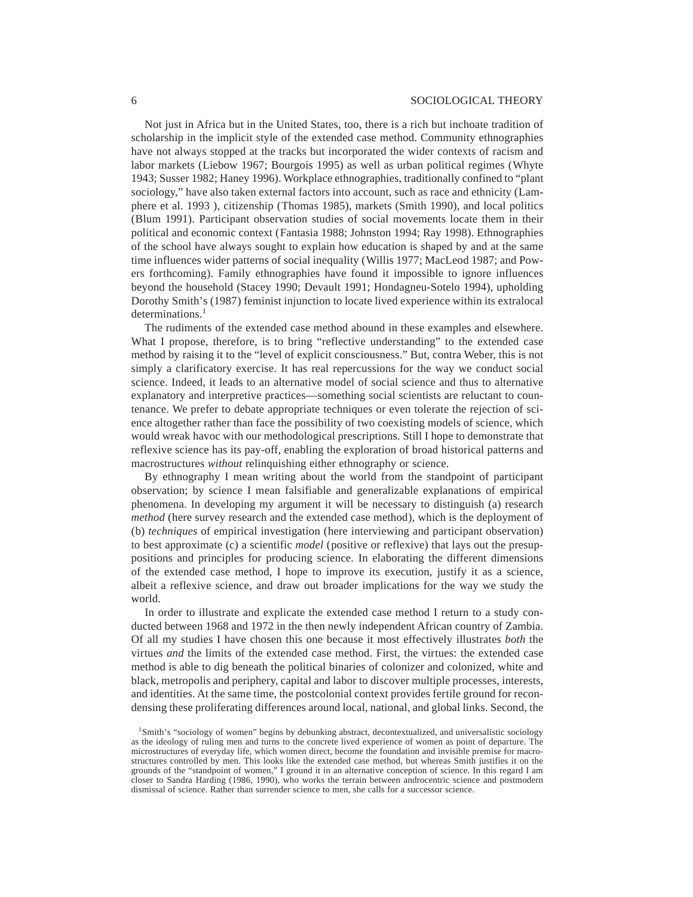Not just in Africa but in the United States, too, there is a rich but inchoate tradition of scholarship in the implicit style of the extended case method. Community ethnographies have not always stopped at the tracks but incorporated the wider contexts of racism and labor markets (Liebow 1967; Bourgois 1995) as well as urban political regimes (Whyte 1943; Susser 1982; Haney 1996). Workplace ethnographies, traditionally confined to "plant sociology," have also taken external factors into account, such as race and ethnicity (Lamphere et al. 1993 ), citizenship (Thomas 1985), markets (Smith 1990), and local politics (Blum 1991). Participant observation studies of social movements locate them in their political and economic context (Fantasia 1988; Johnston 1994; Ray 1998). Ethnographies of the school have always sought to explain how education is shaped by and at the same time influences wider patterns of social inequality (Willis 1977; MacLeod 1987; and Powers forthcoming). Family ethnographies have found it impossible to ignore influences beyond the household (Stacey 1990; Devault 1991; Hondagneu-Sotelo 1994), upholding Dorothy Smith's (1987) feminist injunction to locate lived experience within its extralocal determinations.[1]

The rudiments of the extended case method abound in these examples and elsewhere. What I propose, therefore, is to bring "reflective understanding" to the extended case method by raising it to the "level of explicit consciousness." But, contra Weber, this is not simply a clarificatory exercise. It has real repercussions for the way we conduct social science. Indeed, it leads to an alternative model of social science and thus to alternative explanatory and interpretive practices—something social scientists are reluctant to countenance. We prefer to debate appropriate techniques or even tolerate the rejection of science altogether rather than face the possibility of two coexisting models of science, which would wreak havoc with our methodological prescriptions. Still I hope to demonstrate that reflexive science has its pay-off, enabling the exploration of broad historical patterns and macrostructures *without* relinquishing either ethnography or science.

By ethnography I mean writing about the world from the standpoint of participant observation; by science I mean falsifiable and generalizable explanations of empirical phenomena. In developing my argument it will be necessary to distinguish (a) research *method* (here survey research and the extended case method), which is the deployment of (b) *techniques* of empirical investigation (here interviewing and participant observation) to best approximate (c) a scientific *model* (positive or reflexive) that lays out the presuppositions and principles for producing science. In elaborating the different dimensions of the extended case method, I hope to improve its execution, justify it as a science, albeit a reflexive science, and draw out broader implications for the way we study the world.

In order to illustrate and explicate the extended case method I return to a study conducted between 1968 and 1972 in the then newly independent African country of Zambia. Of all my studies I have chosen this one because it most effectively illustrates *both* the virtues *and* the limits of the extended case method. First, the virtues: the extended case method is able to dig beneath the political binaries of colonizer and colonized, white and black, metropolis and periphery, capital and labor to discover multiple processes, interests, and identities. At the same time, the postcolonial context provides fertile ground for recondensing these proliferating differences around local, national, and global links. Second, the

[1]Smith's "sociology of women" begins by debunking abstract, decontextualized, and universalistic sociology as the ideology of ruling men and turns to the concrete lived experience of women as point of departure. The microstructures of everyday life, which women direct, become the foundation and invisible premise for macrostructures controlled by men. This looks like the extended case method, but whereas Smith justifies it on the grounds of the "standpoint of women," I ground it in an alternative conception of science. In this regard I am closer to Sandra Harding (1986, 1990), who works the terrain between androcentric science and postmodern dismissal of science. Rather than surrender science to men, she calls for a successor science.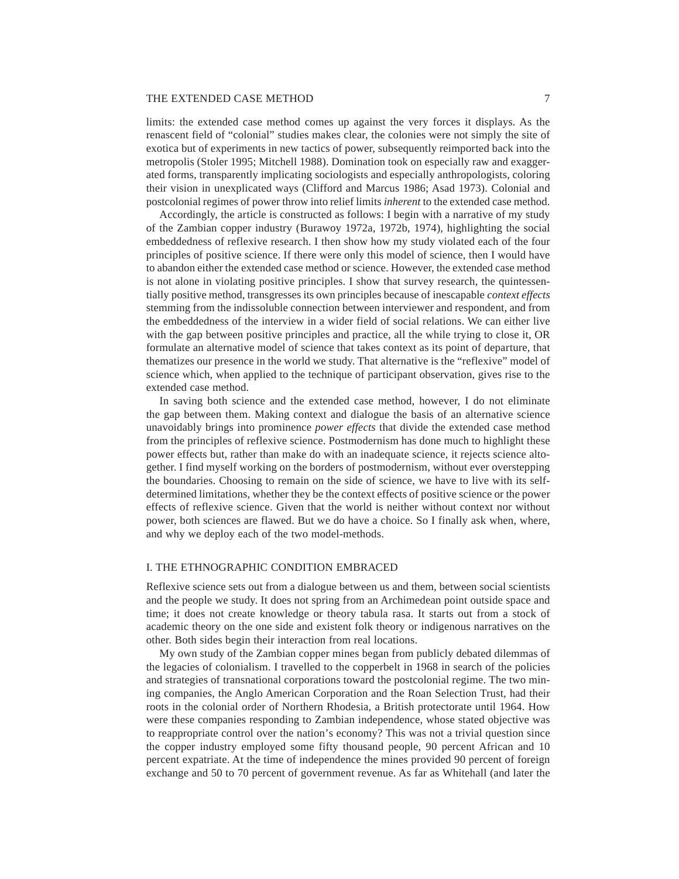limits: the extended case method comes up against the very forces it displays. As the renascent field of "colonial" studies makes clear, the colonies were not simply the site of exotica but of experiments in new tactics of power, subsequently reimported back into the metropolis (Stoler 1995; Mitchell 1988). Domination took on especially raw and exaggerated forms, transparently implicating sociologists and especially anthropologists, coloring their vision in unexplicated ways (Clifford and Marcus 1986; Asad 1973). Colonial and postcolonial regimes of power throw into relief limits *inherent* to the extended case method.

Accordingly, the article is constructed as follows: I begin with a narrative of my study of the Zambian copper industry (Burawoy 1972a, 1972b, 1974), highlighting the social embeddedness of reflexive research. I then show how my study violated each of the four principles of positive science. If there were only this model of science, then I would have to abandon either the extended case method or science. However, the extended case method is not alone in violating positive principles. I show that survey research, the quintessentially positive method, transgresses its own principles because of inescapable *context effects* stemming from the indissoluble connection between interviewer and respondent, and from the embeddedness of the interview in a wider field of social relations. We can either live with the gap between positive principles and practice, all the while trying to close it, OR formulate an alternative model of science that takes context as its point of departure, that thematizes our presence in the world we study. That alternative is the "reflexive" model of science which, when applied to the technique of participant observation, gives rise to the extended case method.

In saving both science and the extended case method, however, I do not eliminate the gap between them. Making context and dialogue the basis of an alternative science unavoidably brings into prominence *power effects* that divide the extended case method from the principles of reflexive science. Postmodernism has done much to highlight these power effects but, rather than make do with an inadequate science, it rejects science altogether. I find myself working on the borders of postmodernism, without ever overstepping the boundaries. Choosing to remain on the side of science, we have to live with its self-determined limitations, whether they be the context effects of positive science or the power effects of reflexive science. Given that the world is neither without context nor without power, both sciences are flawed. But we do have a choice. So I finally ask when, where, and why we deploy each of the two model-methods.

## I. THE ETHNOGRAPHIC CONDITION EMBRACED

Reflexive science sets out from a dialogue between us and them, between social scientists and the people we study. It does not spring from an Archimedean point outside space and time; it does not create knowledge or theory tabula rasa. It starts out from a stock of academic theory on the one side and existent folk theory or indigenous narratives on the other. Both sides begin their interaction from real locations.

My own study of the Zambian copper mines began from publicly debated dilemmas of the legacies of colonialism. I travelled to the copperbelt in 1968 in search of the policies and strategies of transnational corporations toward the postcolonial regime. The two mining companies, the Anglo American Corporation and the Roan Selection Trust, had their roots in the colonial order of Northern Rhodesia, a British protectorate until 1964. How were these companies responding to Zambian independence, whose stated objective was to reappropriate control over the nation's economy? This was not a trivial question since the copper industry employed some fifty thousand people, 90 percent African and 10 percent expatriate. At the time of independence the mines provided 90 percent of foreign exchange and 50 to 70 percent of government revenue. As far as Whitehall (and later the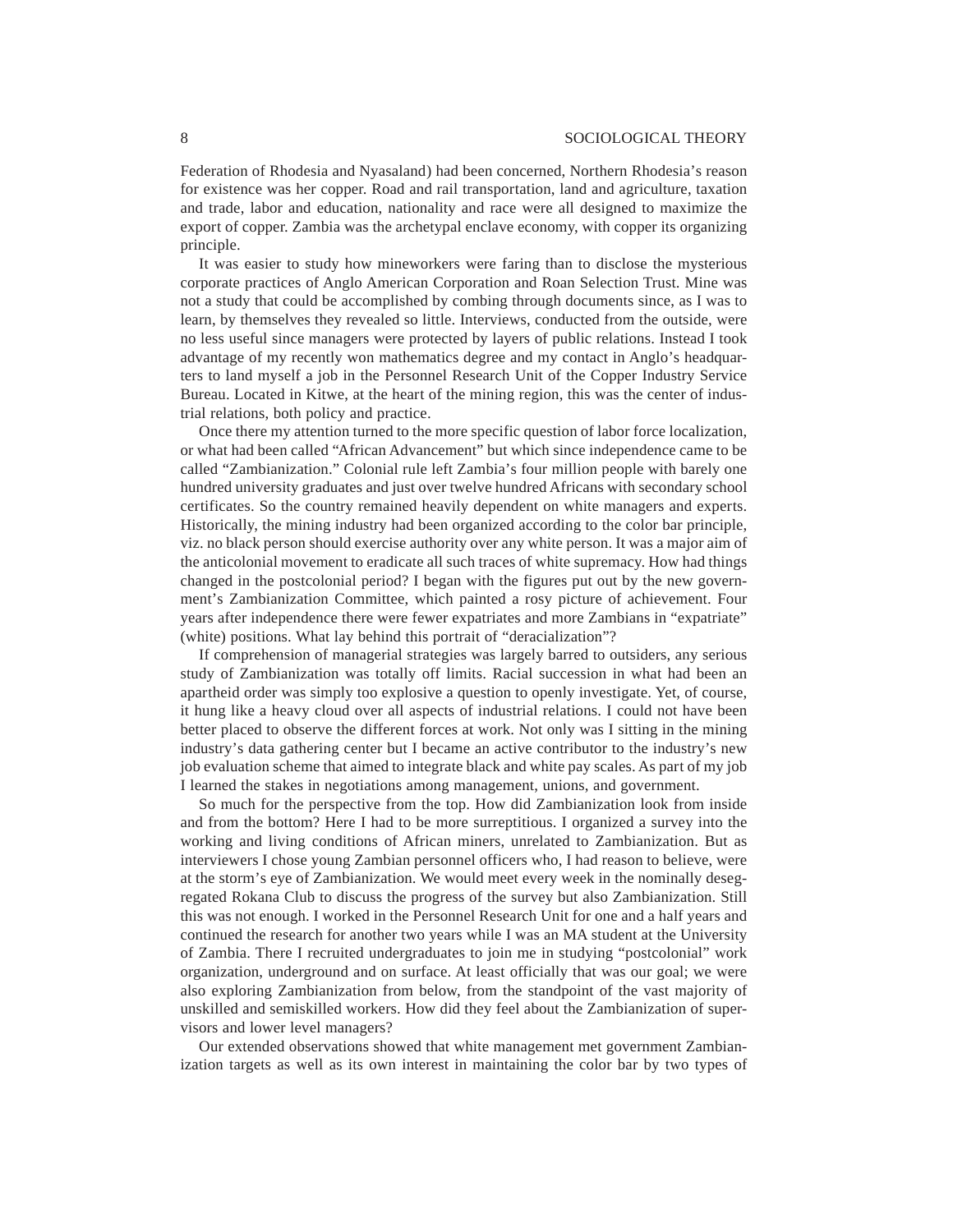Federation of Rhodesia and Nyasaland) had been concerned, Northern Rhodesia's reason for existence was her copper. Road and rail transportation, land and agriculture, taxation and trade, labor and education, nationality and race were all designed to maximize the export of copper. Zambia was the archetypal enclave economy, with copper its organizing principle.

It was easier to study how mineworkers were faring than to disclose the mysterious corporate practices of Anglo American Corporation and Roan Selection Trust. Mine was not a study that could be accomplished by combing through documents since, as I was to learn, by themselves they revealed so little. Interviews, conducted from the outside, were no less useful since managers were protected by layers of public relations. Instead I took advantage of my recently won mathematics degree and my contact in Anglo's headquarters to land myself a job in the Personnel Research Unit of the Copper Industry Service Bureau. Located in Kitwe, at the heart of the mining region, this was the center of industrial relations, both policy and practice.

Once there my attention turned to the more specific question of labor force localization, or what had been called "African Advancement" but which since independence came to be called "Zambianization." Colonial rule left Zambia's four million people with barely one hundred university graduates and just over twelve hundred Africans with secondary school certificates. So the country remained heavily dependent on white managers and experts. Historically, the mining industry had been organized according to the color bar principle, viz. no black person should exercise authority over any white person. It was a major aim of the anticolonial movement to eradicate all such traces of white supremacy. How had things changed in the postcolonial period? I began with the figures put out by the new government's Zambianization Committee, which painted a rosy picture of achievement. Four years after independence there were fewer expatriates and more Zambians in "expatriate" (white) positions. What lay behind this portrait of "deracialization"?

If comprehension of managerial strategies was largely barred to outsiders, any serious study of Zambianization was totally off limits. Racial succession in what had been an apartheid order was simply too explosive a question to openly investigate. Yet, of course, it hung like a heavy cloud over all aspects of industrial relations. I could not have been better placed to observe the different forces at work. Not only was I sitting in the mining industry's data gathering center but I became an active contributor to the industry's new job evaluation scheme that aimed to integrate black and white pay scales. As part of my job I learned the stakes in negotiations among management, unions, and government.

So much for the perspective from the top. How did Zambianization look from inside and from the bottom? Here I had to be more surreptitious. I organized a survey into the working and living conditions of African miners, unrelated to Zambianization. But as interviewers I chose young Zambian personnel officers who, I had reason to believe, were at the storm's eye of Zambianization. We would meet every week in the nominally desegregated Rokana Club to discuss the progress of the survey but also Zambianization. Still this was not enough. I worked in the Personnel Research Unit for one and a half years and continued the research for another two years while I was an MA student at the University of Zambia. There I recruited undergraduates to join me in studying "postcolonial" work organization, underground and on surface. At least officially that was our goal; we were also exploring Zambianization from below, from the standpoint of the vast majority of unskilled and semiskilled workers. How did they feel about the Zambianization of supervisors and lower level managers?

Our extended observations showed that white management met government Zambianization targets as well as its own interest in maintaining the color bar by two types of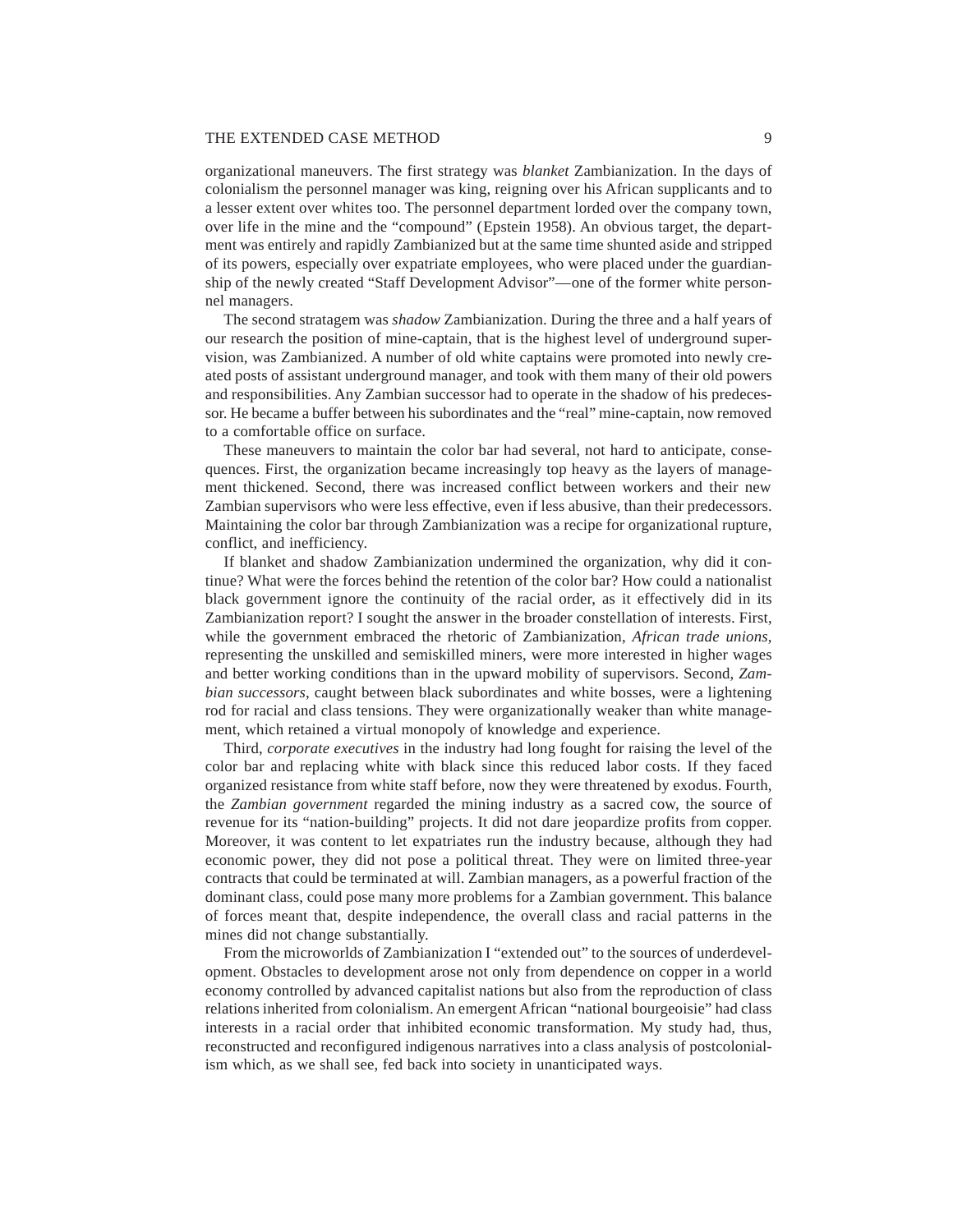organizational maneuvers. The first strategy was *blanket* Zambianization. In the days of colonialism the personnel manager was king, reigning over his African supplicants and to a lesser extent over whites too. The personnel department lorded over the company town, over life in the mine and the "compound" (Epstein 1958). An obvious target, the department was entirely and rapidly Zambianized but at the same time shunted aside and stripped of its powers, especially over expatriate employees, who were placed under the guardianship of the newly created "Staff Development Advisor"—one of the former white personnel managers.

The second stratagem was *shadow* Zambianization. During the three and a half years of our research the position of mine-captain, that is the highest level of underground supervision, was Zambianized. A number of old white captains were promoted into newly created posts of assistant underground manager, and took with them many of their old powers and responsibilities. Any Zambian successor had to operate in the shadow of his predecessor. He became a buffer between his subordinates and the "real" mine-captain, now removed to a comfortable office on surface.

These maneuvers to maintain the color bar had several, not hard to anticipate, consequences. First, the organization became increasingly top heavy as the layers of management thickened. Second, there was increased conflict between workers and their new Zambian supervisors who were less effective, even if less abusive, than their predecessors. Maintaining the color bar through Zambianization was a recipe for organizational rupture, conflict, and inefficiency.

If blanket and shadow Zambianization undermined the organization, why did it continue? What were the forces behind the retention of the color bar? How could a nationalist black government ignore the continuity of the racial order, as it effectively did in its Zambianization report? I sought the answer in the broader constellation of interests. First, while the government embraced the rhetoric of Zambianization, *African trade unions*, representing the unskilled and semiskilled miners, were more interested in higher wages and better working conditions than in the upward mobility of supervisors. Second, *Zambian successors*, caught between black subordinates and white bosses, were a lightening rod for racial and class tensions. They were organizationally weaker than white management, which retained a virtual monopoly of knowledge and experience.

Third, *corporate executives* in the industry had long fought for raising the level of the color bar and replacing white with black since this reduced labor costs. If they faced organized resistance from white staff before, now they were threatened by exodus. Fourth, the *Zambian government* regarded the mining industry as a sacred cow, the source of revenue for its "nation-building" projects. It did not dare jeopardize profits from copper. Moreover, it was content to let expatriates run the industry because, although they had economic power, they did not pose a political threat. They were on limited three-year contracts that could be terminated at will. Zambian managers, as a powerful fraction of the dominant class, could pose many more problems for a Zambian government. This balance of forces meant that, despite independence, the overall class and racial patterns in the mines did not change substantially.

From the microworlds of Zambianization I "extended out" to the sources of underdevelopment. Obstacles to development arose not only from dependence on copper in a world economy controlled by advanced capitalist nations but also from the reproduction of class relations inherited from colonialism. An emergent African "national bourgeoisie" had class interests in a racial order that inhibited economic transformation. My study had, thus, reconstructed and reconfigured indigenous narratives into a class analysis of postcolonialism which, as we shall see, fed back into society in unanticipated ways.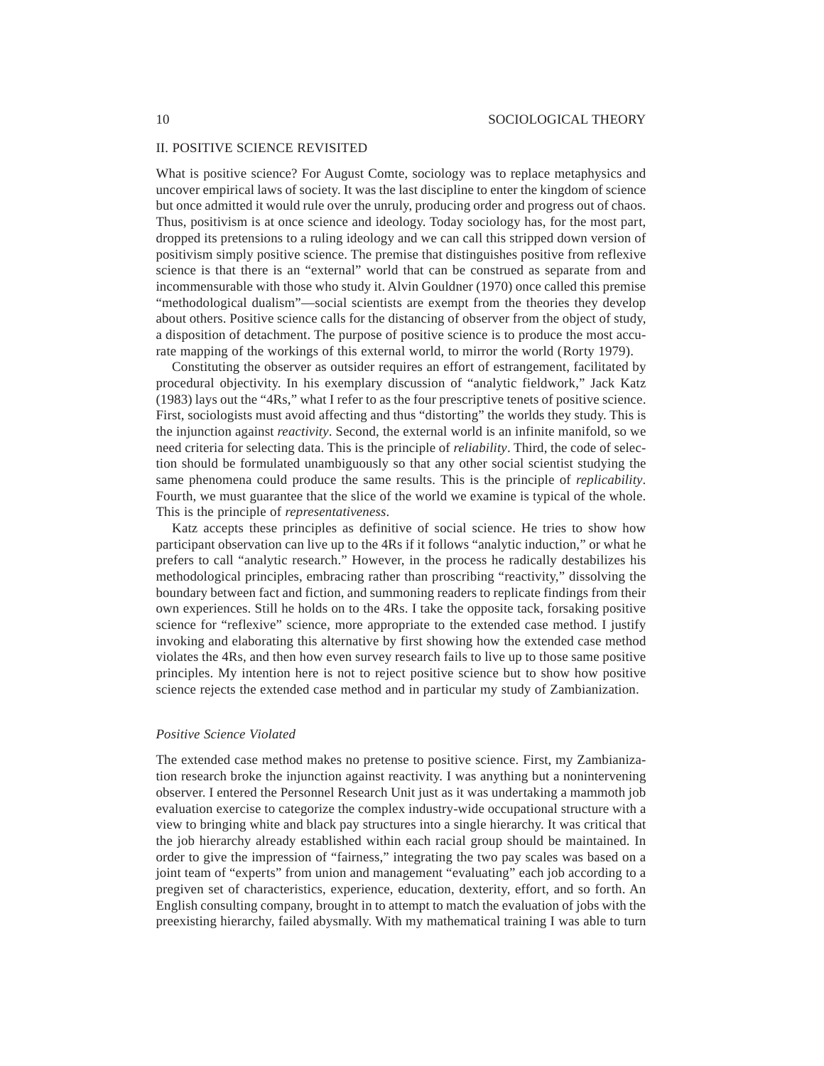## II. POSITIVE SCIENCE REVISITED

What is positive science? For August Comte, sociology was to replace metaphysics and uncover empirical laws of society. It was the last discipline to enter the kingdom of science but once admitted it would rule over the unruly, producing order and progress out of chaos. Thus, positivism is at once science and ideology. Today sociology has, for the most part, dropped its pretensions to a ruling ideology and we can call this stripped down version of positivism simply positive science. The premise that distinguishes positive from reflexive science is that there is an "external" world that can be construed as separate from and incommensurable with those who study it. Alvin Gouldner (1970) once called this premise "methodological dualism"—social scientists are exempt from the theories they develop about others. Positive science calls for the distancing of observer from the object of study, a disposition of detachment. The purpose of positive science is to produce the most accurate mapping of the workings of this external world, to mirror the world (Rorty 1979).

Constituting the observer as outsider requires an effort of estrangement, facilitated by procedural objectivity. In his exemplary discussion of "analytic fieldwork," Jack Katz (1983) lays out the "4Rs," what I refer to as the four prescriptive tenets of positive science. First, sociologists must avoid affecting and thus "distorting" the worlds they study. This is the injunction against *reactivity*. Second, the external world is an infinite manifold, so we need criteria for selecting data. This is the principle of *reliability*. Third, the code of selection should be formulated unambiguously so that any other social scientist studying the same phenomena could produce the same results. This is the principle of *replicability*. Fourth, we must guarantee that the slice of the world we examine is typical of the whole. This is the principle of *representativeness*.

Katz accepts these principles as definitive of social science. He tries to show how participant observation can live up to the 4Rs if it follows "analytic induction," or what he prefers to call "analytic research." However, in the process he radically destabilizes his methodological principles, embracing rather than proscribing "reactivity," dissolving the boundary between fact and fiction, and summoning readers to replicate findings from their own experiences. Still he holds on to the 4Rs. I take the opposite tack, forsaking positive science for "reflexive" science, more appropriate to the extended case method. I justify invoking and elaborating this alternative by first showing how the extended case method violates the 4Rs, and then how even survey research fails to live up to those same positive principles. My intention here is not to reject positive science but to show how positive science rejects the extended case method and in particular my study of Zambianization.

### *Positive Science Violated*

The extended case method makes no pretense to positive science. First, my Zambianization research broke the injunction against reactivity. I was anything but a nonintervening observer. I entered the Personnel Research Unit just as it was undertaking a mammoth job evaluation exercise to categorize the complex industry-wide occupational structure with a view to bringing white and black pay structures into a single hierarchy. It was critical that the job hierarchy already established within each racial group should be maintained. In order to give the impression of "fairness," integrating the two pay scales was based on a joint team of "experts" from union and management "evaluating" each job according to a pregiven set of characteristics, experience, education, dexterity, effort, and so forth. An English consulting company, brought in to attempt to match the evaluation of jobs with the preexisting hierarchy, failed abysmally. With my mathematical training I was able to turn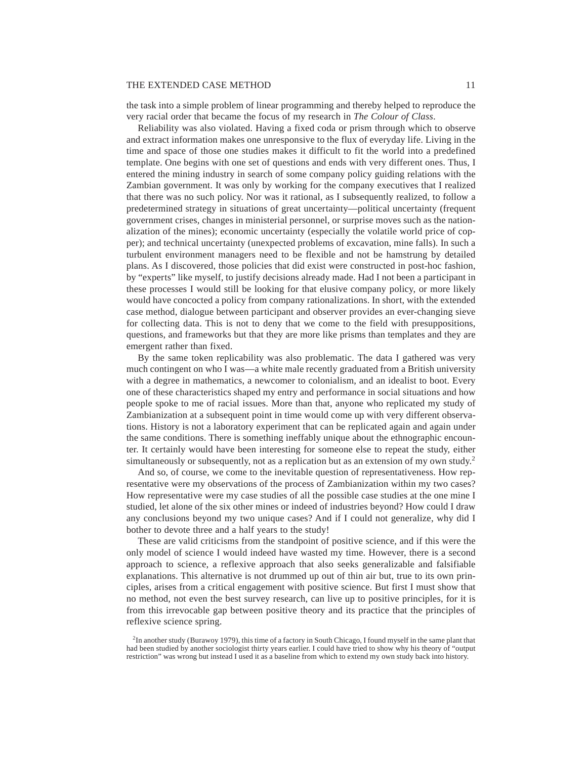the task into a simple problem of linear programming and thereby helped to reproduce the very racial order that became the focus of my research in *The Colour of Class*.

Reliability was also violated. Having a fixed coda or prism through which to observe and extract information makes one unresponsive to the flux of everyday life. Living in the time and space of those one studies makes it difficult to fit the world into a predefined template. One begins with one set of questions and ends with very different ones. Thus, I entered the mining industry in search of some company policy guiding relations with the Zambian government. It was only by working for the company executives that I realized that there was no such policy. Nor was it rational, as I subsequently realized, to follow a predetermined strategy in situations of great uncertainty—political uncertainty (frequent government crises, changes in ministerial personnel, or surprise moves such as the nationalization of the mines); economic uncertainty (especially the volatile world price of copper); and technical uncertainty (unexpected problems of excavation, mine falls). In such a turbulent environment managers need to be flexible and not be hamstrung by detailed plans. As I discovered, those policies that did exist were constructed in post-hoc fashion, by "experts" like myself, to justify decisions already made. Had I not been a participant in these processes I would still be looking for that elusive company policy, or more likely would have concocted a policy from company rationalizations. In short, with the extended case method, dialogue between participant and observer provides an ever-changing sieve for collecting data. This is not to deny that we come to the field with presuppositions, questions, and frameworks but that they are more like prisms than templates and they are emergent rather than fixed.

By the same token replicability was also problematic. The data I gathered was very much contingent on who I was—a white male recently graduated from a British university with a degree in mathematics, a newcomer to colonialism, and an idealist to boot. Every one of these characteristics shaped my entry and performance in social situations and how people spoke to me of racial issues. More than that, anyone who replicated my study of Zambianization at a subsequent point in time would come up with very different observations. History is not a laboratory experiment that can be replicated again and again under the same conditions. There is something ineffably unique about the ethnographic encounter. It certainly would have been interesting for someone else to repeat the study, either simultaneously or subsequently, not as a replication but as an extension of my own study.[2]

And so, of course, we come to the inevitable question of representativeness. How representative were my observations of the process of Zambianization within my two cases? How representative were my case studies of all the possible case studies at the one mine I studied, let alone of the six other mines or indeed of industries beyond? How could I draw any conclusions beyond my two unique cases? And if I could not generalize, why did I bother to devote three and a half years to the study!

These are valid criticisms from the standpoint of positive science, and if this were the only model of science I would indeed have wasted my time. However, there is a second approach to science, a reflexive approach that also seeks generalizable and falsifiable explanations. This alternative is not drummed up out of thin air but, true to its own principles, arises from a critical engagement with positive science. But first I must show that no method, not even the best survey research, can live up to positive principles, for it is from this irrevocable gap between positive theory and its practice that the principles of reflexive science spring.

[2] In another study (Burawoy 1979), this time of a factory in South Chicago, I found myself in the same plant that had been studied by another sociologist thirty years earlier. I could have tried to show why his theory of "output restriction" was wrong but instead I used it as a baseline from which to extend my own study back into history.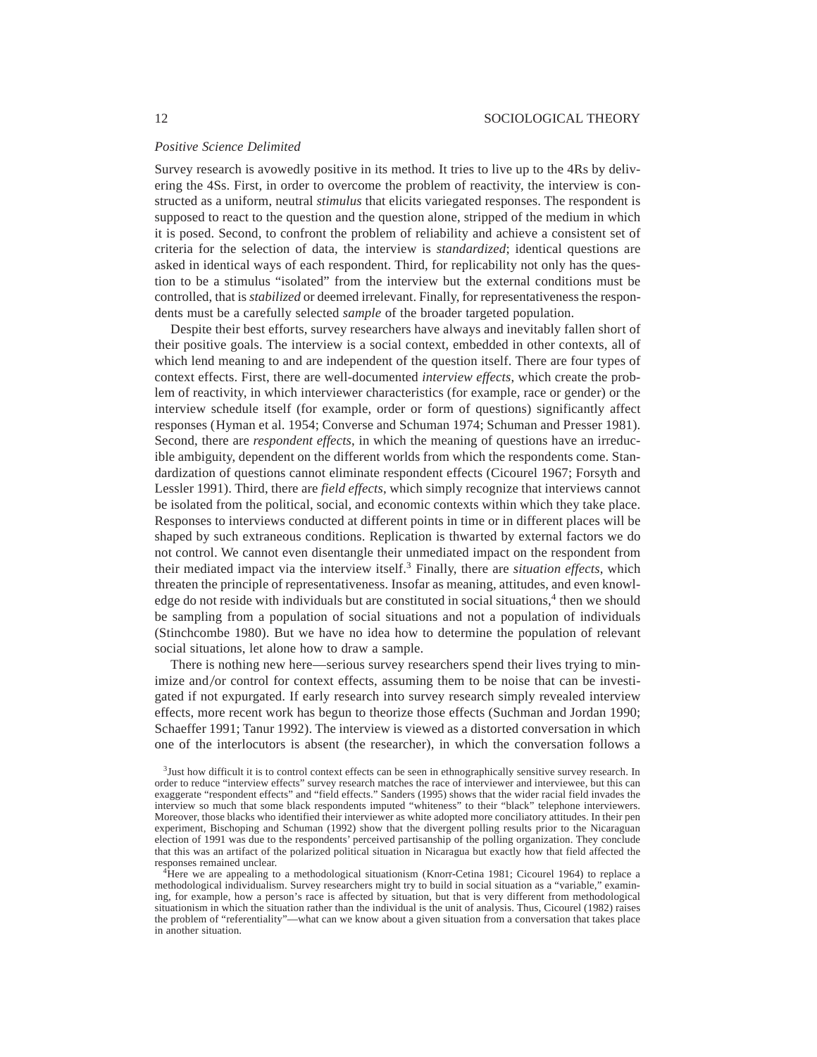*Positive Science Delimited*

Survey research is avowedly positive in its method. It tries to live up to the 4Rs by delivering the 4Ss. First, in order to overcome the problem of reactivity, the interview is constructed as a uniform, neutral *stimulus* that elicits variegated responses. The respondent is supposed to react to the question and the question alone, stripped of the medium in which it is posed. Second, to confront the problem of reliability and achieve a consistent set of criteria for the selection of data, the interview is *standardized*; identical questions are asked in identical ways of each respondent. Third, for replicability not only has the question to be a stimulus "isolated" from the interview but the external conditions must be controlled, that is *stabilized* or deemed irrelevant. Finally, for representativeness the respondents must be a carefully selected *sample* of the broader targeted population.

Despite their best efforts, survey researchers have always and inevitably fallen short of their positive goals. The interview is a social context, embedded in other contexts, all of which lend meaning to and are independent of the question itself. There are four types of context effects. First, there are well-documented *interview effects*, which create the problem of reactivity, in which interviewer characteristics (for example, race or gender) or the interview schedule itself (for example, order or form of questions) significantly affect responses (Hyman et al. 1954; Converse and Schuman 1974; Schuman and Presser 1981). Second, there are *respondent effects*, in which the meaning of questions have an irreducible ambiguity, dependent on the different worlds from which the respondents come. Standardization of questions cannot eliminate respondent effects (Cicourel 1967; Forsyth and Lessler 1991). Third, there are *field effects*, which simply recognize that interviews cannot be isolated from the political, social, and economic contexts within which they take place. Responses to interviews conducted at different points in time or in different places will be shaped by such extraneous conditions. Replication is thwarted by external factors we do not control. We cannot even disentangle their unmediated impact on the respondent from their mediated impact via the interview itself.[3] Finally, there are *situation effects*, which threaten the principle of representativeness. Insofar as meaning, attitudes, and even knowledge do not reside with individuals but are constituted in social situations,[4] then we should be sampling from a population of social situations and not a population of individuals (Stinchcombe 1980). But we have no idea how to determine the population of relevant social situations, let alone how to draw a sample.

There is nothing new here—serious survey researchers spend their lives trying to minimize and/or control for context effects, assuming them to be noise that can be investigated if not expurgated. If early research into survey research simply revealed interview effects, more recent work has begun to theorize those effects (Suchman and Jordan 1990; Schaeffer 1991; Tanur 1992). The interview is viewed as a distorted conversation in which one of the interlocutors is absent (the researcher), in which the conversation follows a

[3]Just how difficult it is to control context effects can be seen in ethnographically sensitive survey research. In order to reduce "interview effects" survey research matches the race of interviewer and interviewee, but this can exaggerate "respondent effects" and "field effects." Sanders (1995) shows that the wider racial field invades the interview so much that some black respondents imputed "whiteness" to their "black" telephone interviewers. Moreover, those blacks who identified their interviewer as white adopted more conciliatory attitudes. In their pen experiment, Bischoping and Schuman (1992) show that the divergent polling results prior to the Nicaraguan election of 1991 was due to the respondents' perceived partisanship of the polling organization. They conclude that this was an artifact of the polarized political situation in Nicaragua but exactly how that field affected the responses remained unclear.

[4]Here we are appealing to a methodological situationism (Knorr-Cetina 1981; Cicourel 1964) to replace a methodological individualism. Survey researchers might try to build in social situation as a "variable," examining, for example, how a person's race is affected by situation, but that is very different from methodological situationism in which the situation rather than the individual is the unit of analysis. Thus, Cicourel (1982) raises the problem of "referentiality"—what can we know about a given situation from a conversation that takes place in another situation.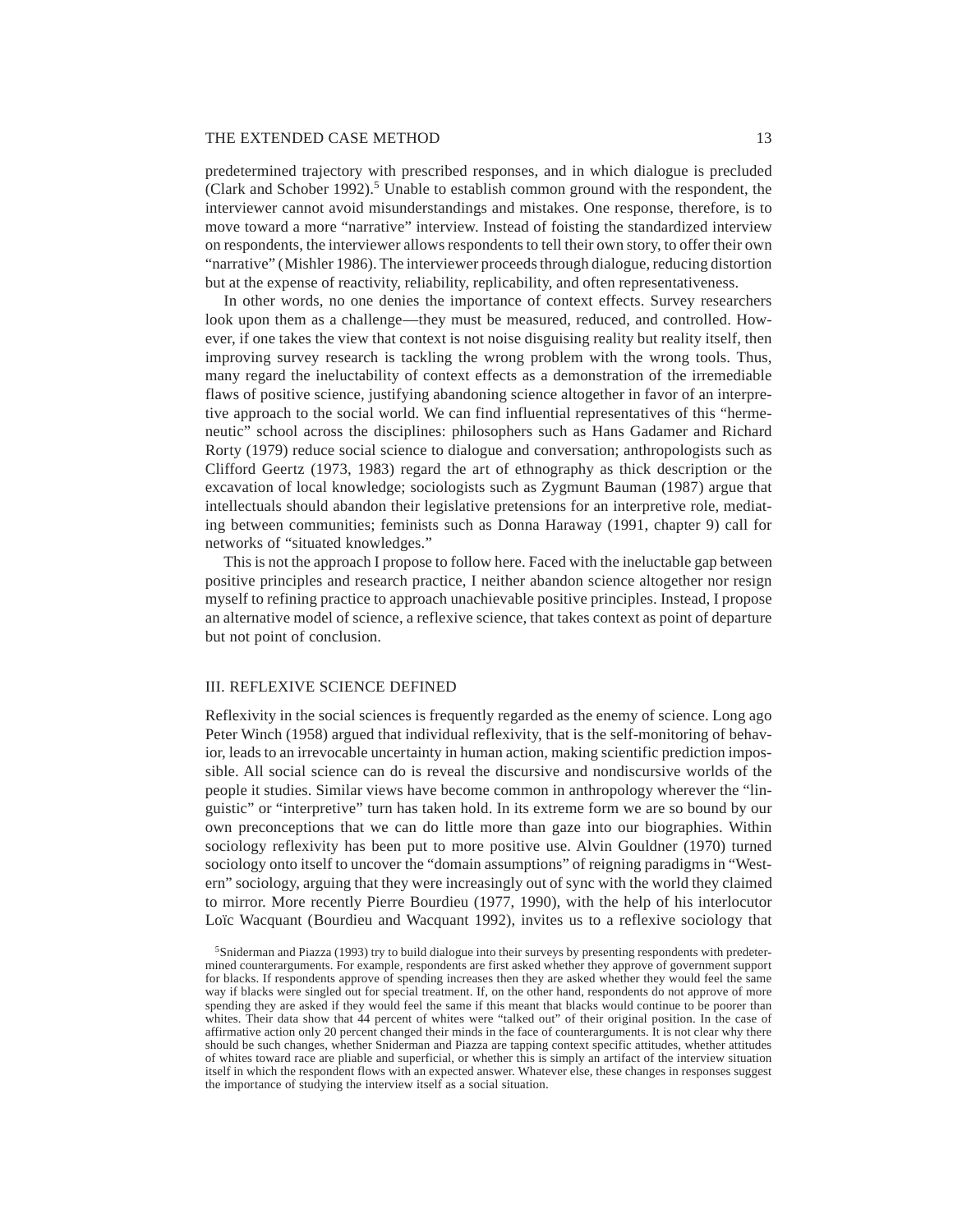predetermined trajectory with prescribed responses, and in which dialogue is precluded (Clark and Schober 1992).[5] Unable to establish common ground with the respondent, the interviewer cannot avoid misunderstandings and mistakes. One response, therefore, is to move toward a more "narrative" interview. Instead of foisting the standardized interview on respondents, the interviewer allows respondents to tell their own story, to offer their own "narrative" (Mishler 1986). The interviewer proceeds through dialogue, reducing distortion but at the expense of reactivity, reliability, replicability, and often representativeness.

In other words, no one denies the importance of context effects. Survey researchers look upon them as a challenge—they must be measured, reduced, and controlled. However, if one takes the view that context is not noise disguising reality but reality itself, then improving survey research is tackling the wrong problem with the wrong tools. Thus, many regard the ineluctability of context effects as a demonstration of the irremediable flaws of positive science, justifying abandoning science altogether in favor of an interpretive approach to the social world. We can find influential representatives of this "hermeneutic" school across the disciplines: philosophers such as Hans Gadamer and Richard Rorty (1979) reduce social science to dialogue and conversation; anthropologists such as Clifford Geertz (1973, 1983) regard the art of ethnography as thick description or the excavation of local knowledge; sociologists such as Zygmunt Bauman (1987) argue that intellectuals should abandon their legislative pretensions for an interpretive role, mediating between communities; feminists such as Donna Haraway (1991, chapter 9) call for networks of "situated knowledges."

This is not the approach I propose to follow here. Faced with the ineluctable gap between positive principles and research practice, I neither abandon science altogether nor resign myself to refining practice to approach unachievable positive principles. Instead, I propose an alternative model of science, a reflexive science, that takes context as point of departure but not point of conclusion.

## III. REFLEXIVE SCIENCE DEFINED

Reflexivity in the social sciences is frequently regarded as the enemy of science. Long ago Peter Winch (1958) argued that individual reflexivity, that is the self-monitoring of behavior, leads to an irrevocable uncertainty in human action, making scientific prediction impossible. All social science can do is reveal the discursive and nondiscursive worlds of the people it studies. Similar views have become common in anthropology wherever the "linguistic" or "interpretive" turn has taken hold. In its extreme form we are so bound by our own preconceptions that we can do little more than gaze into our biographies. Within sociology reflexivity has been put to more positive use. Alvin Gouldner (1970) turned sociology onto itself to uncover the "domain assumptions" of reigning paradigms in "Western" sociology, arguing that they were increasingly out of sync with the world they claimed to mirror. More recently Pierre Bourdieu (1977, 1990), with the help of his interlocutor Loïc Wacquant (Bourdieu and Wacquant 1992), invites us to a reflexive sociology that

[5] Sniderman and Piazza (1993) try to build dialogue into their surveys by presenting respondents with predetermined counterarguments. For example, respondents are first asked whether they approve of government support for blacks. If respondents approve of spending increases then they are asked whether they would feel the same way if blacks were singled out for special treatment. If, on the other hand, respondents do not approve of more spending they are asked if they would feel the same if this meant that blacks would continue to be poorer than whites. Their data show that 44 percent of whites were "talked out" of their original position. In the case of affirmative action only 20 percent changed their minds in the face of counterarguments. It is not clear why there should be such changes, whether Sniderman and Piazza are tapping context specific attitudes, whether attitudes of whites toward race are pliable and superficial, or whether this is simply an artifact of the interview situation itself in which the respondent flows with an expected answer. Whatever else, these changes in responses suggest the importance of studying the interview itself as a social situation.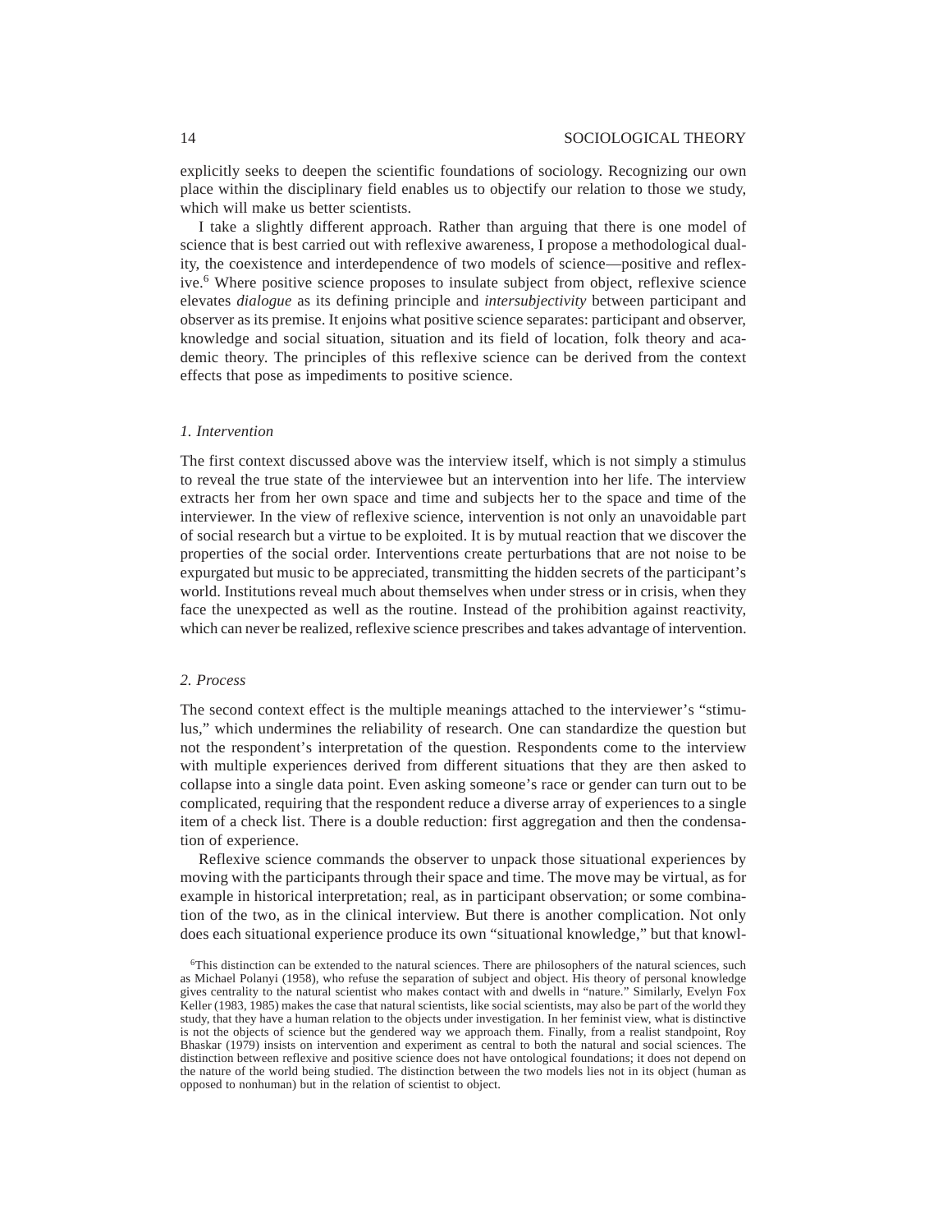explicitly seeks to deepen the scientific foundations of sociology. Recognizing our own place within the disciplinary field enables us to objectify our relation to those we study, which will make us better scientists.

I take a slightly different approach. Rather than arguing that there is one model of science that is best carried out with reflexive awareness, I propose a methodological duality, the coexistence and interdependence of two models of science—positive and reflexive.[6] Where positive science proposes to insulate subject from object, reflexive science elevates *dialogue* as its defining principle and *intersubjectivity* between participant and observer as its premise. It enjoins what positive science separates: participant and observer, knowledge and social situation, situation and its field of location, folk theory and academic theory. The principles of this reflexive science can be derived from the context effects that pose as impediments to positive science.

### *1. Intervention*

The first context discussed above was the interview itself, which is not simply a stimulus to reveal the true state of the interviewee but an intervention into her life. The interview extracts her from her own space and time and subjects her to the space and time of the interviewer. In the view of reflexive science, intervention is not only an unavoidable part of social research but a virtue to be exploited. It is by mutual reaction that we discover the properties of the social order. Interventions create perturbations that are not noise to be expurgated but music to be appreciated, transmitting the hidden secrets of the participant's world. Institutions reveal much about themselves when under stress or in crisis, when they face the unexpected as well as the routine. Instead of the prohibition against reactivity, which can never be realized, reflexive science prescribes and takes advantage of intervention.

### *2. Process*

The second context effect is the multiple meanings attached to the interviewer's "stimulus," which undermines the reliability of research. One can standardize the question but not the respondent's interpretation of the question. Respondents come to the interview with multiple experiences derived from different situations that they are then asked to collapse into a single data point. Even asking someone's race or gender can turn out to be complicated, requiring that the respondent reduce a diverse array of experiences to a single item of a check list. There is a double reduction: first aggregation and then the condensation of experience.

Reflexive science commands the observer to unpack those situational experiences by moving with the participants through their space and time. The move may be virtual, as for example in historical interpretation; real, as in participant observation; or some combination of the two, as in the clinical interview. But there is another complication. Not only does each situational experience produce its own "situational knowledge," but that knowl-

[6]This distinction can be extended to the natural sciences. There are philosophers of the natural sciences, such as Michael Polanyi (1958), who refuse the separation of subject and object. His theory of personal knowledge gives centrality to the natural scientist who makes contact with and dwells in "nature." Similarly, Evelyn Fox Keller (1983, 1985) makes the case that natural scientists, like social scientists, may also be part of the world they study, that they have a human relation to the objects under investigation. In her feminist view, what is distinctive is not the objects of science but the gendered way we approach them. Finally, from a realist standpoint, Roy Bhaskar (1979) insists on intervention and experiment as central to both the natural and social sciences. The distinction between reflexive and positive science does not have ontological foundations; it does not depend on the nature of the world being studied. The distinction between the two models lies not in its object (human as opposed to nonhuman) but in the relation of scientist to object.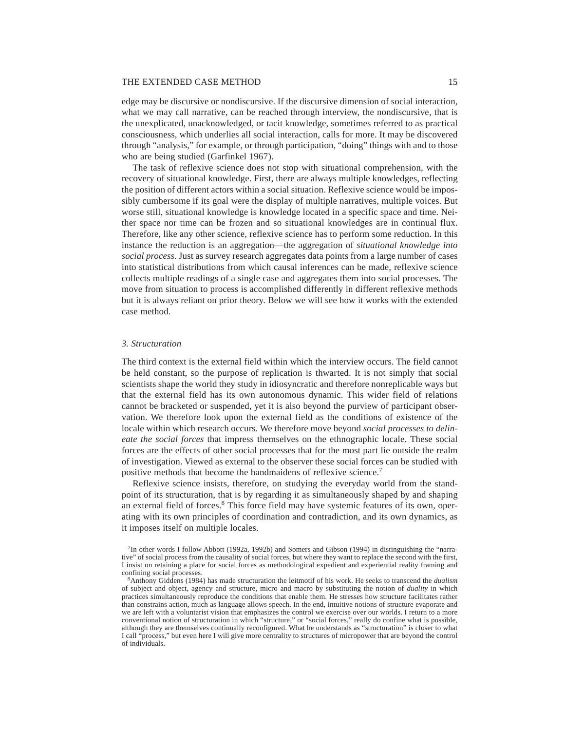edge may be discursive or nondiscursive. If the discursive dimension of social interaction, what we may call narrative, can be reached through interview, the nondiscursive, that is the unexplicated, unacknowledged, or tacit knowledge, sometimes referred to as practical consciousness, which underlies all social interaction, calls for more. It may be discovered through "analysis," for example, or through participation, "doing" things with and to those who are being studied (Garfinkel 1967).

The task of reflexive science does not stop with situational comprehension, with the recovery of situational knowledge. First, there are always multiple knowledges, reflecting the position of different actors within a social situation. Reflexive science would be impossibly cumbersome if its goal were the display of multiple narratives, multiple voices. But worse still, situational knowledge is knowledge located in a specific space and time. Neither space nor time can be frozen and so situational knowledges are in continual flux. Therefore, like any other science, reflexive science has to perform some reduction. In this instance the reduction is an aggregation—the aggregation of *situational knowledge into social process*. Just as survey research aggregates data points from a large number of cases into statistical distributions from which causal inferences can be made, reflexive science collects multiple readings of a single case and aggregates them into social processes. The move from situation to process is accomplished differently in different reflexive methods but it is always reliant on prior theory. Below we will see how it works with the extended case method.

### *3. Structuration*

The third context is the external field within which the interview occurs. The field cannot be held constant, so the purpose of replication is thwarted. It is not simply that social scientists shape the world they study in idiosyncratic and therefore nonreplicable ways but that the external field has its own autonomous dynamic. This wider field of relations cannot be bracketed or suspended, yet it is also beyond the purview of participant observation. We therefore look upon the external field as the conditions of existence of the locale within which research occurs. We therefore move beyond *social processes to delineate the social forces* that impress themselves on the ethnographic locale. These social forces are the effects of other social processes that for the most part lie outside the realm of investigation. Viewed as external to the observer these social forces can be studied with positive methods that become the handmaidens of reflexive science.[7]

Reflexive science insists, therefore, on studying the everyday world from the standpoint of its structuration, that is by regarding it as simultaneously shaped by and shaping an external field of forces.[8] This force field may have systemic features of its own, operating with its own principles of coordination and contradiction, and its own dynamics, as it imposes itself on multiple locales.

[7]In other words I follow Abbott (1992a, 1992b) and Somers and Gibson (1994) in distinguishing the "narrative" of social process from the causality of social forces, but where they want to replace the second with the first, I insist on retaining a place for social forces as methodological expedient and experiential reality framing and confining social processes.

[8]Anthony Giddens (1984) has made structuration the leitmotif of his work. He seeks to transcend the *dualism* of subject and object, agency and structure, micro and macro by substituting the notion of *duality* in which practices simultaneously reproduce the conditions that enable them. He stresses how structure facilitates rather than constrains action, much as language allows speech. In the end, intuitive notions of structure evaporate and we are left with a voluntarist vision that emphasizes the control we exercise over our worlds. I return to a more conventional notion of structuration in which "structure," or "social forces," really do confine what is possible, although they are themselves continually reconfigured. What he understands as "structuration" is closer to what I call "process," but even here I will give more centrality to structures of micropower that are beyond the control of individuals.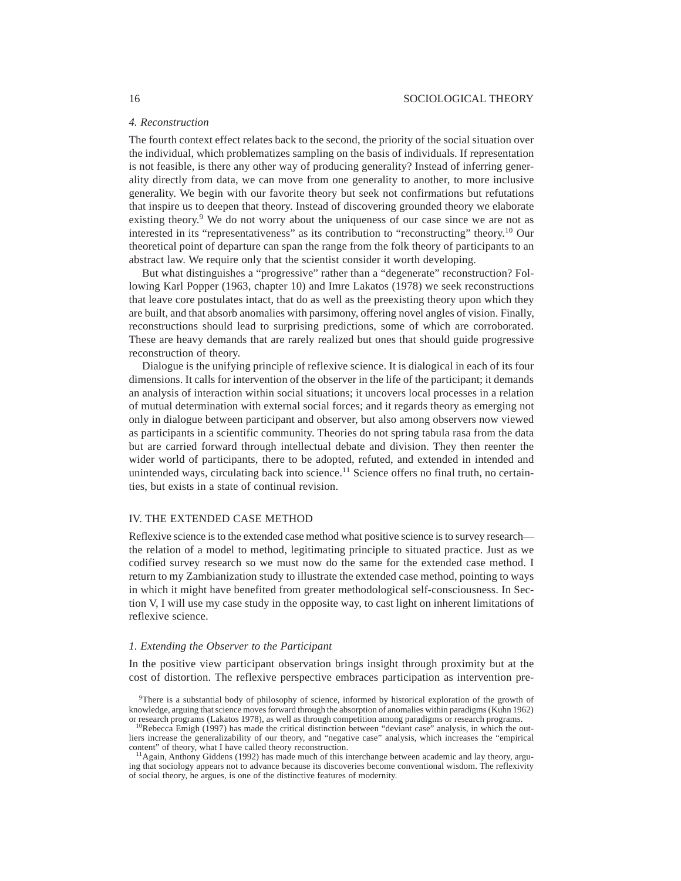### *4. Reconstruction*

The fourth context effect relates back to the second, the priority of the social situation over the individual, which problematizes sampling on the basis of individuals. If representation is not feasible, is there any other way of producing generality? Instead of inferring generality directly from data, we can move from one generality to another, to more inclusive generality. We begin with our favorite theory but seek not confirmations but refutations that inspire us to deepen that theory. Instead of discovering grounded theory we elaborate existing theory.[9] We do not worry about the uniqueness of our case since we are not as interested in its "representativeness" as its contribution to "reconstructing" theory.[10] Our theoretical point of departure can span the range from the folk theory of participants to an abstract law. We require only that the scientist consider it worth developing.

But what distinguishes a "progressive" rather than a "degenerate" reconstruction? Following Karl Popper (1963, chapter 10) and Imre Lakatos (1978) we seek reconstructions that leave core postulates intact, that do as well as the preexisting theory upon which they are built, and that absorb anomalies with parsimony, offering novel angles of vision. Finally, reconstructions should lead to surprising predictions, some of which are corroborated. These are heavy demands that are rarely realized but ones that should guide progressive reconstruction of theory.

Dialogue is the unifying principle of reflexive science. It is dialogical in each of its four dimensions. It calls for intervention of the observer in the life of the participant; it demands an analysis of interaction within social situations; it uncovers local processes in a relation of mutual determination with external social forces; and it regards theory as emerging not only in dialogue between participant and observer, but also among observers now viewed as participants in a scientific community. Theories do not spring tabula rasa from the data but are carried forward through intellectual debate and division. They then reenter the wider world of participants, there to be adopted, refuted, and extended in intended and unintended ways, circulating back into science.[11] Science offers no final truth, no certainties, but exists in a state of continual revision.

## IV. THE EXTENDED CASE METHOD

Reflexive science is to the extended case method what positive science is to survey research—the relation of a model to method, legitimating principle to situated practice. Just as we codified survey research so we must now do the same for the extended case method. I return to my Zambianization study to illustrate the extended case method, pointing to ways in which it might have benefited from greater methodological self-consciousness. In Section V, I will use my case study in the opposite way, to cast light on inherent limitations of reflexive science.

### *1. Extending the Observer to the Participant*

In the positive view participant observation brings insight through proximity but at the cost of distortion. The reflexive perspective embraces participation as intervention pre-

[9]There is a substantial body of philosophy of science, informed by historical exploration of the growth of knowledge, arguing that science moves forward through the absorption of anomalies within paradigms (Kuhn 1962) or research programs (Lakatos 1978), as well as through competition among paradigms or research programs.

[10]Rebecca Emigh (1997) has made the critical distinction between "deviant case" analysis, in which the outliers increase the generalizability of our theory, and "negative case" analysis, which increases the "empirical content" of theory, what I have called theory reconstruction.

[11]Again, Anthony Giddens (1992) has made much of this interchange between academic and lay theory, arguing that sociology appears not to advance because its discoveries become conventional wisdom. The reflexivity of social theory, he argues, is one of the distinctive features of modernity.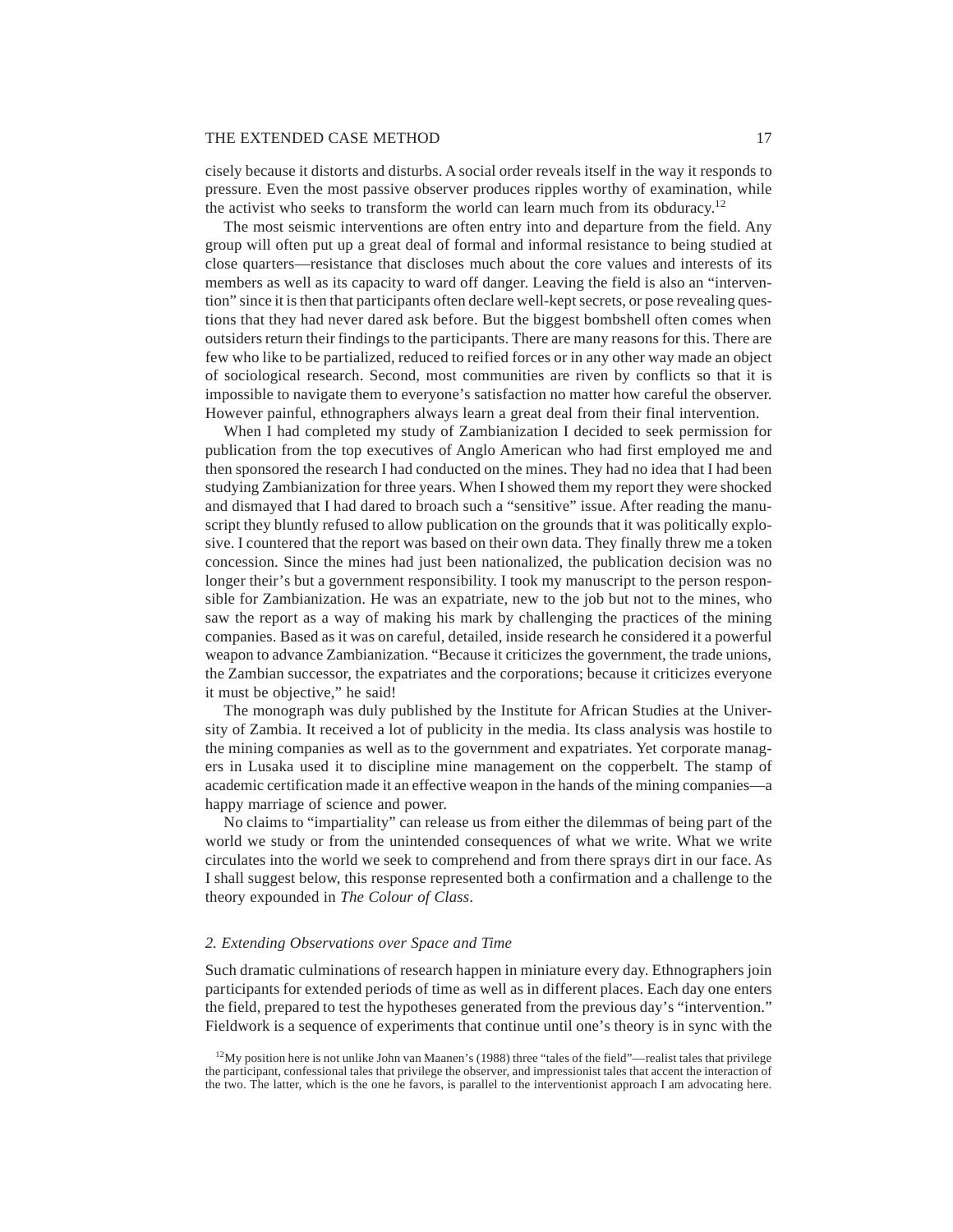cisely because it distorts and disturbs. A social order reveals itself in the way it responds to pressure. Even the most passive observer produces ripples worthy of examination, while the activist who seeks to transform the world can learn much from its obduracy.[12]

The most seismic interventions are often entry into and departure from the field. Any group will often put up a great deal of formal and informal resistance to being studied at close quarters—resistance that discloses much about the core values and interests of its members as well as its capacity to ward off danger. Leaving the field is also an "intervention" since it is then that participants often declare well-kept secrets, or pose revealing questions that they had never dared ask before. But the biggest bombshell often comes when outsiders return their findings to the participants. There are many reasons for this. There are few who like to be partialized, reduced to reified forces or in any other way made an object of sociological research. Second, most communities are riven by conflicts so that it is impossible to navigate them to everyone's satisfaction no matter how careful the observer. However painful, ethnographers always learn a great deal from their final intervention.

When I had completed my study of Zambianization I decided to seek permission for publication from the top executives of Anglo American who had first employed me and then sponsored the research I had conducted on the mines. They had no idea that I had been studying Zambianization for three years. When I showed them my report they were shocked and dismayed that I had dared to broach such a "sensitive" issue. After reading the manuscript they bluntly refused to allow publication on the grounds that it was politically explosive. I countered that the report was based on their own data. They finally threw me a token concession. Since the mines had just been nationalized, the publication decision was no longer their's but a government responsibility. I took my manuscript to the person responsible for Zambianization. He was an expatriate, new to the job but not to the mines, who saw the report as a way of making his mark by challenging the practices of the mining companies. Based as it was on careful, detailed, inside research he considered it a powerful weapon to advance Zambianization. "Because it criticizes the government, the trade unions, the Zambian successor, the expatriates and the corporations; because it criticizes everyone it must be objective," he said!

The monograph was duly published by the Institute for African Studies at the University of Zambia. It received a lot of publicity in the media. Its class analysis was hostile to the mining companies as well as to the government and expatriates. Yet corporate managers in Lusaka used it to discipline mine management on the copperbelt. The stamp of academic certification made it an effective weapon in the hands of the mining companies—a happy marriage of science and power.

No claims to "impartiality" can release us from either the dilemmas of being part of the world we study or from the unintended consequences of what we write. What we write circulates into the world we seek to comprehend and from there sprays dirt in our face. As I shall suggest below, this response represented both a confirmation and a challenge to the theory expounded in *The Colour of Class*.

### *2. Extending Observations over Space and Time*

Such dramatic culminations of research happen in miniature every day. Ethnographers join participants for extended periods of time as well as in different places. Each day one enters the field, prepared to test the hypotheses generated from the previous day's "intervention." Fieldwork is a sequence of experiments that continue until one's theory is in sync with the

[12]My position here is not unlike John van Maanen's (1988) three "tales of the field"—realist tales that privilege the participant, confessional tales that privilege the observer, and impressionist tales that accent the interaction of the two. The latter, which is the one he favors, is parallel to the interventionist approach I am advocating here.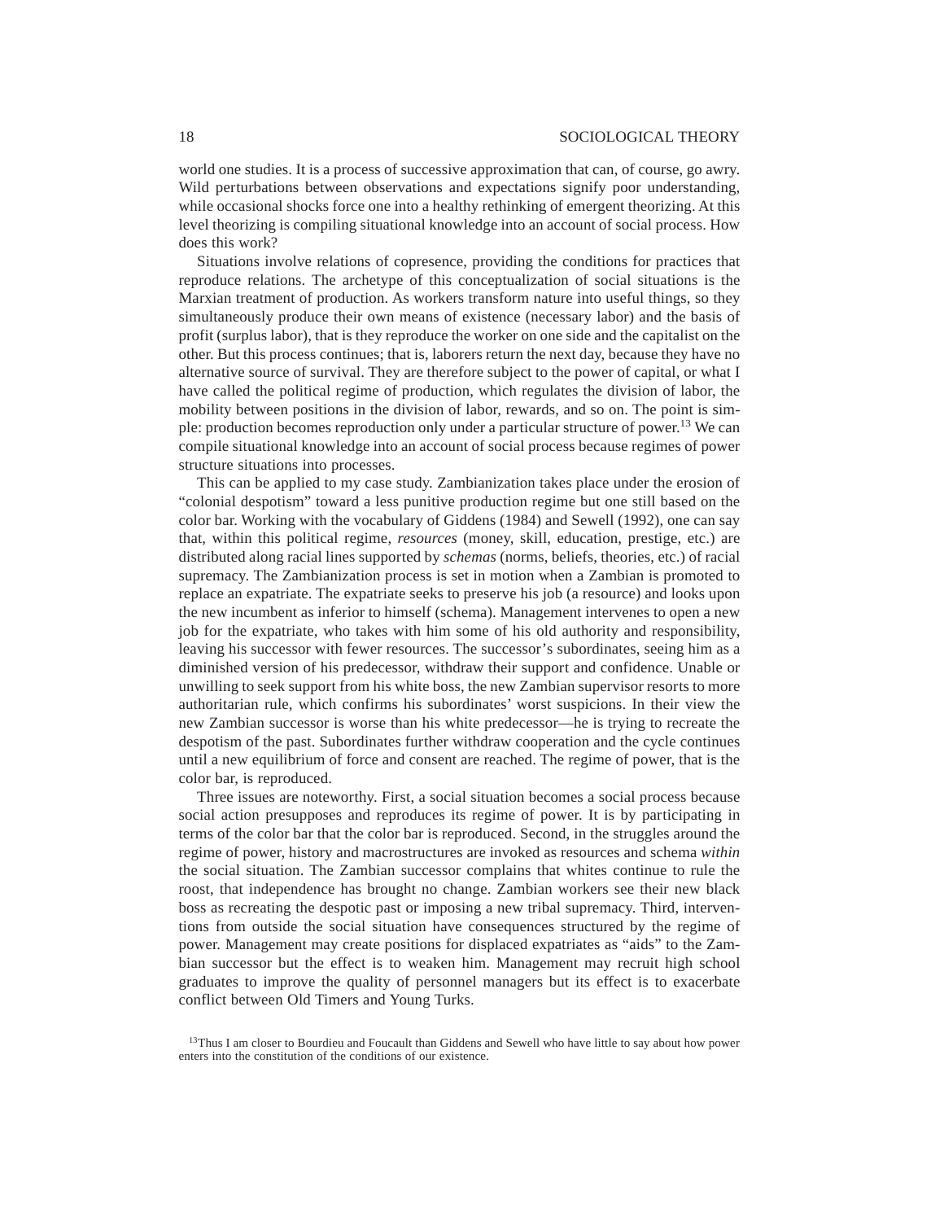world one studies. It is a process of successive approximation that can, of course, go awry. Wild perturbations between observations and expectations signify poor understanding, while occasional shocks force one into a healthy rethinking of emergent theorizing. At this level theorizing is compiling situational knowledge into an account of social process. How does this work?

Situations involve relations of copresence, providing the conditions for practices that reproduce relations. The archetype of this conceptualization of social situations is the Marxian treatment of production. As workers transform nature into useful things, so they simultaneously produce their own means of existence (necessary labor) and the basis of profit (surplus labor), that is they reproduce the worker on one side and the capitalist on the other. But this process continues; that is, laborers return the next day, because they have no alternative source of survival. They are therefore subject to the power of capital, or what I have called the political regime of production, which regulates the division of labor, the mobility between positions in the division of labor, rewards, and so on. The point is simple: production becomes reproduction only under a particular structure of power.[13] We can compile situational knowledge into an account of social process because regimes of power structure situations into processes.

This can be applied to my case study. Zambianization takes place under the erosion of "colonial despotism" toward a less punitive production regime but one still based on the color bar. Working with the vocabulary of Giddens (1984) and Sewell (1992), one can say that, within this political regime, *resources* (money, skill, education, prestige, etc.) are distributed along racial lines supported by *schemas* (norms, beliefs, theories, etc.) of racial supremacy. The Zambianization process is set in motion when a Zambian is promoted to replace an expatriate. The expatriate seeks to preserve his job (a resource) and looks upon the new incumbent as inferior to himself (schema). Management intervenes to open a new job for the expatriate, who takes with him some of his old authority and responsibility, leaving his successor with fewer resources. The successor's subordinates, seeing him as a diminished version of his predecessor, withdraw their support and confidence. Unable or unwilling to seek support from his white boss, the new Zambian supervisor resorts to more authoritarian rule, which confirms his subordinates' worst suspicions. In their view the new Zambian successor is worse than his white predecessor—he is trying to recreate the despotism of the past. Subordinates further withdraw cooperation and the cycle continues until a new equilibrium of force and consent are reached. The regime of power, that is the color bar, is reproduced.

Three issues are noteworthy. First, a social situation becomes a social process because social action presupposes and reproduces its regime of power. It is by participating in terms of the color bar that the color bar is reproduced. Second, in the struggles around the regime of power, history and macrostructures are invoked as resources and schema *within* the social situation. The Zambian successor complains that whites continue to rule the roost, that independence has brought no change. Zambian workers see their new black boss as recreating the despotic past or imposing a new tribal supremacy. Third, interventions from outside the social situation have consequences structured by the regime of power. Management may create positions for displaced expatriates as "aids" to the Zambian successor but the effect is to weaken him. Management may recruit high school graduates to improve the quality of personnel managers but its effect is to exacerbate conflict between Old Timers and Young Turks.

[13]Thus I am closer to Bourdieu and Foucault than Giddens and Sewell who have little to say about how power enters into the constitution of the conditions of our existence.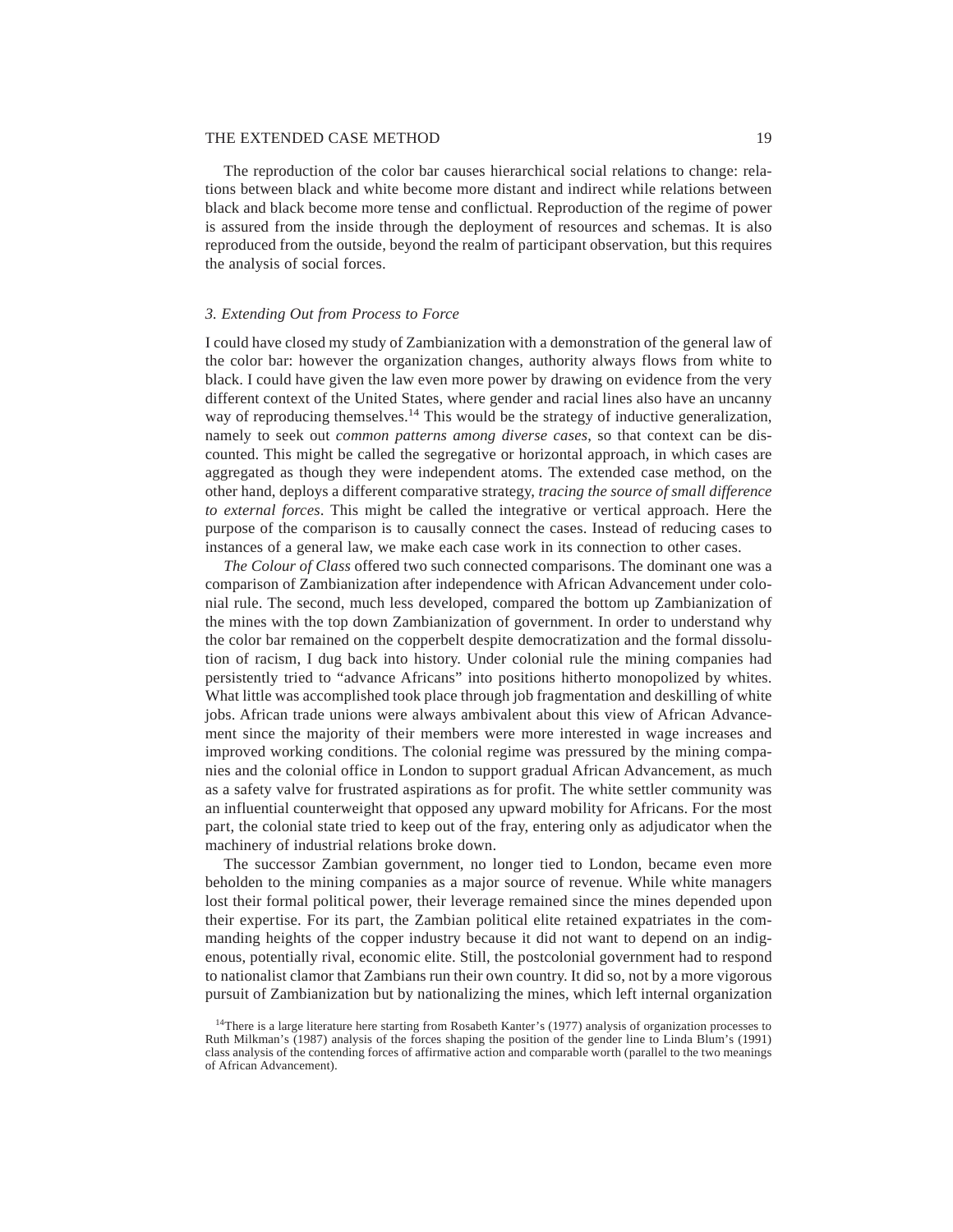The reproduction of the color bar causes hierarchical social relations to change: relations between black and white become more distant and indirect while relations between black and black become more tense and conflictual. Reproduction of the regime of power is assured from the inside through the deployment of resources and schemas. It is also reproduced from the outside, beyond the realm of participant observation, but this requires the analysis of social forces.

### *3. Extending Out from Process to Force*

I could have closed my study of Zambianization with a demonstration of the general law of the color bar: however the organization changes, authority always flows from white to black. I could have given the law even more power by drawing on evidence from the very different context of the United States, where gender and racial lines also have an uncanny way of reproducing themselves.[14] This would be the strategy of inductive generalization, namely to seek out *common patterns among diverse cases*, so that context can be discounted. This might be called the segregative or horizontal approach, in which cases are aggregated as though they were independent atoms. The extended case method, on the other hand, deploys a different comparative strategy, *tracing the source of small difference to external forces*. This might be called the integrative or vertical approach. Here the purpose of the comparison is to causally connect the cases. Instead of reducing cases to instances of a general law, we make each case work in its connection to other cases.

*The Colour of Class* offered two such connected comparisons. The dominant one was a comparison of Zambianization after independence with African Advancement under colonial rule. The second, much less developed, compared the bottom up Zambianization of the mines with the top down Zambianization of government. In order to understand why the color bar remained on the copperbelt despite democratization and the formal dissolution of racism, I dug back into history. Under colonial rule the mining companies had persistently tried to "advance Africans" into positions hitherto monopolized by whites. What little was accomplished took place through job fragmentation and deskilling of white jobs. African trade unions were always ambivalent about this view of African Advancement since the majority of their members were more interested in wage increases and improved working conditions. The colonial regime was pressured by the mining companies and the colonial office in London to support gradual African Advancement, as much as a safety valve for frustrated aspirations as for profit. The white settler community was an influential counterweight that opposed any upward mobility for Africans. For the most part, the colonial state tried to keep out of the fray, entering only as adjudicator when the machinery of industrial relations broke down.

The successor Zambian government, no longer tied to London, became even more beholden to the mining companies as a major source of revenue. While white managers lost their formal political power, their leverage remained since the mines depended upon their expertise. For its part, the Zambian political elite retained expatriates in the commanding heights of the copper industry because it did not want to depend on an indigenous, potentially rival, economic elite. Still, the postcolonial government had to respond to nationalist clamor that Zambians run their own country. It did so, not by a more vigorous pursuit of Zambianization but by nationalizing the mines, which left internal organization

[14] There is a large literature here starting from Rosabeth Kanter's (1977) analysis of organization processes to Ruth Milkman's (1987) analysis of the forces shaping the position of the gender line to Linda Blum's (1991) class analysis of the contending forces of affirmative action and comparable worth (parallel to the two meanings of African Advancement).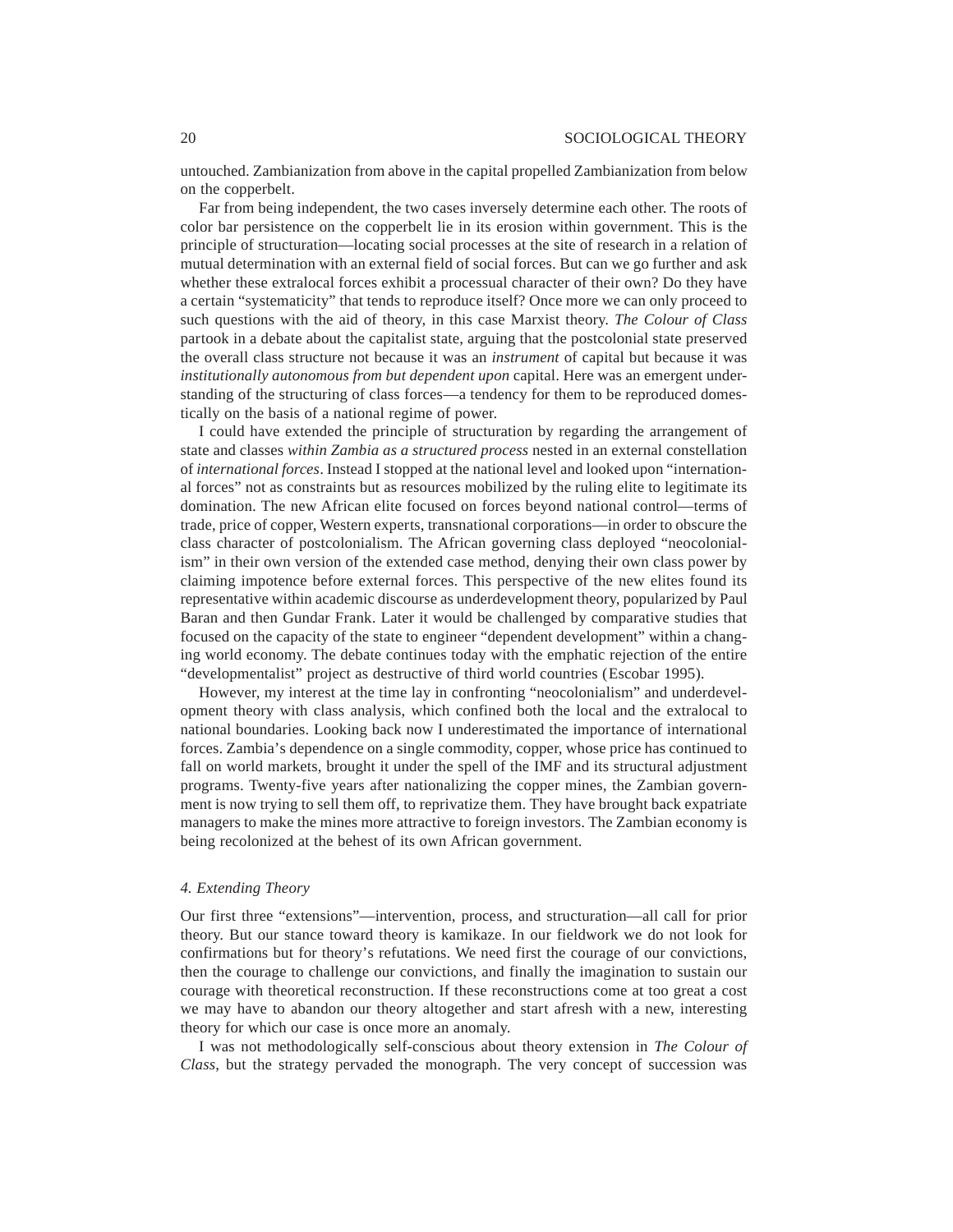untouched. Zambianization from above in the capital propelled Zambianization from below on the copperbelt.

Far from being independent, the two cases inversely determine each other. The roots of color bar persistence on the copperbelt lie in its erosion within government. This is the principle of structuration—locating social processes at the site of research in a relation of mutual determination with an external field of social forces. But can we go further and ask whether these extralocal forces exhibit a processual character of their own? Do they have a certain "systematicity" that tends to reproduce itself? Once more we can only proceed to such questions with the aid of theory, in this case Marxist theory. *The Colour of Class* partook in a debate about the capitalist state, arguing that the postcolonial state preserved the overall class structure not because it was an *instrument* of capital but because it was *institutionally autonomous from but dependent upon* capital. Here was an emergent understanding of the structuring of class forces—a tendency for them to be reproduced domestically on the basis of a national regime of power.

I could have extended the principle of structuration by regarding the arrangement of state and classes *within Zambia as a structured process* nested in an external constellation of *international forces*. Instead I stopped at the national level and looked upon "international forces" not as constraints but as resources mobilized by the ruling elite to legitimate its domination. The new African elite focused on forces beyond national control—terms of trade, price of copper, Western experts, transnational corporations—in order to obscure the class character of postcolonialism. The African governing class deployed "neocolonialism" in their own version of the extended case method, denying their own class power by claiming impotence before external forces. This perspective of the new elites found its representative within academic discourse as underdevelopment theory, popularized by Paul Baran and then Gundar Frank. Later it would be challenged by comparative studies that focused on the capacity of the state to engineer "dependent development" within a changing world economy. The debate continues today with the emphatic rejection of the entire "developmentalist" project as destructive of third world countries (Escobar 1995).

However, my interest at the time lay in confronting "neocolonialism" and underdevelopment theory with class analysis, which confined both the local and the extralocal to national boundaries. Looking back now I underestimated the importance of international forces. Zambia's dependence on a single commodity, copper, whose price has continued to fall on world markets, brought it under the spell of the IMF and its structural adjustment programs. Twenty-five years after nationalizing the copper mines, the Zambian government is now trying to sell them off, to reprivatize them. They have brought back expatriate managers to make the mines more attractive to foreign investors. The Zambian economy is being recolonized at the behest of its own African government.

### *4. Extending Theory*

Our first three "extensions"—intervention, process, and structuration—all call for prior theory. But our stance toward theory is kamikaze. In our fieldwork we do not look for confirmations but for theory's refutations. We need first the courage of our convictions, then the courage to challenge our convictions, and finally the imagination to sustain our courage with theoretical reconstruction. If these reconstructions come at too great a cost we may have to abandon our theory altogether and start afresh with a new, interesting theory for which our case is once more an anomaly.

I was not methodologically self-conscious about theory extension in *The Colour of Class*, but the strategy pervaded the monograph. The very concept of succession was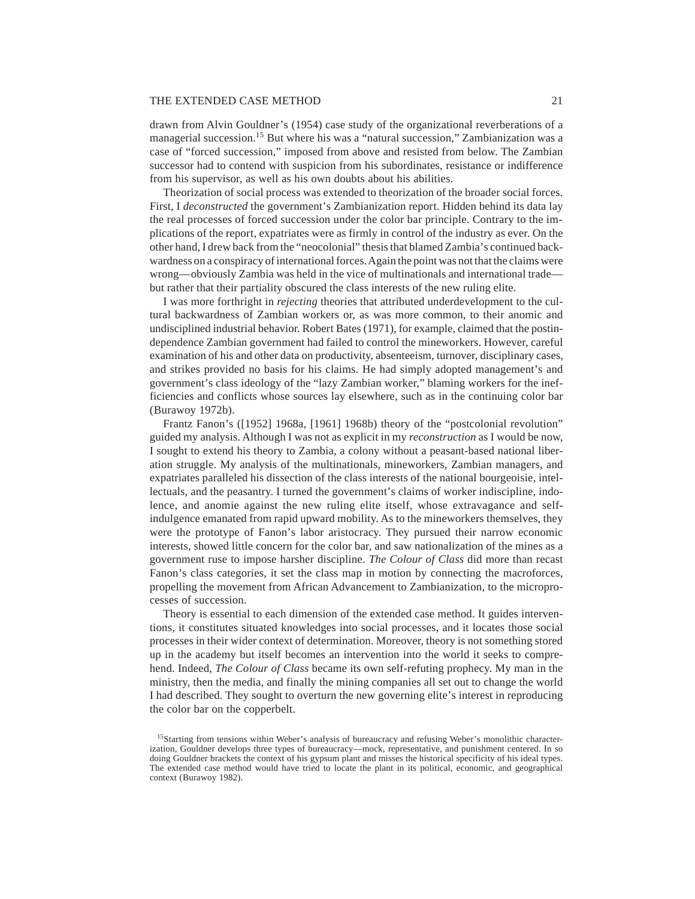drawn from Alvin Gouldner's (1954) case study of the organizational reverberations of a managerial succession.[15] But where his was a "natural succession," Zambianization was a case of "forced succession," imposed from above and resisted from below. The Zambian successor had to contend with suspicion from his subordinates, resistance or indifference from his supervisor, as well as his own doubts about his abilities.

Theorization of social process was extended to theorization of the broader social forces. First, I *deconstructed* the government's Zambianization report. Hidden behind its data lay the real processes of forced succession under the color bar principle. Contrary to the implications of the report, expatriates were as firmly in control of the industry as ever. On the other hand, I drew back from the "neocolonial" thesis that blamed Zambia's continued backwardness on a conspiracy of international forces. Again the point was not that the claims were wrong—obviously Zambia was held in the vice of multinationals and international trade—but rather that their partiality obscured the class interests of the new ruling elite.

I was more forthright in *rejecting* theories that attributed underdevelopment to the cultural backwardness of Zambian workers or, as was more common, to their anomic and undisciplined industrial behavior. Robert Bates (1971), for example, claimed that the postindependence Zambian government had failed to control the mineworkers. However, careful examination of his and other data on productivity, absenteeism, turnover, disciplinary cases, and strikes provided no basis for his claims. He had simply adopted management's and government's class ideology of the "lazy Zambian worker," blaming workers for the inefficiencies and conflicts whose sources lay elsewhere, such as in the continuing color bar (Burawoy 1972b).

Frantz Fanon's ([1952] 1968a, [1961] 1968b) theory of the "postcolonial revolution" guided my analysis. Although I was not as explicit in my *reconstruction* as I would be now, I sought to extend his theory to Zambia, a colony without a peasant-based national liberation struggle. My analysis of the multinationals, mineworkers, Zambian managers, and expatriates paralleled his dissection of the class interests of the national bourgeoisie, intellectuals, and the peasantry. I turned the government's claims of worker indiscipline, indolence, and anomie against the new ruling elite itself, whose extravagance and self-indulgence emanated from rapid upward mobility. As to the mineworkers themselves, they were the prototype of Fanon's labor aristocracy. They pursued their narrow economic interests, showed little concern for the color bar, and saw nationalization of the mines as a government ruse to impose harsher discipline. *The Colour of Class* did more than recast Fanon's class categories, it set the class map in motion by connecting the macroforces, propelling the movement from African Advancement to Zambianization, to the microprocesses of succession.

Theory is essential to each dimension of the extended case method. It guides interventions, it constitutes situated knowledges into social processes, and it locates those social processes in their wider context of determination. Moreover, theory is not something stored up in the academy but itself becomes an intervention into the world it seeks to comprehend. Indeed, *The Colour of Class* became its own self-refuting prophecy. My man in the ministry, then the media, and finally the mining companies all set out to change the world I had described. They sought to overturn the new governing elite's interest in reproducing the color bar on the copperbelt.

[15] Starting from tensions within Weber's analysis of bureaucracy and refusing Weber's monolithic characterization, Gouldner develops three types of bureaucracy—mock, representative, and punishment centered. In so doing Gouldner brackets the context of his gypsum plant and misses the historical specificity of his ideal types. The extended case method would have tried to locate the plant in its political, economic, and geographical context (Burawoy 1982).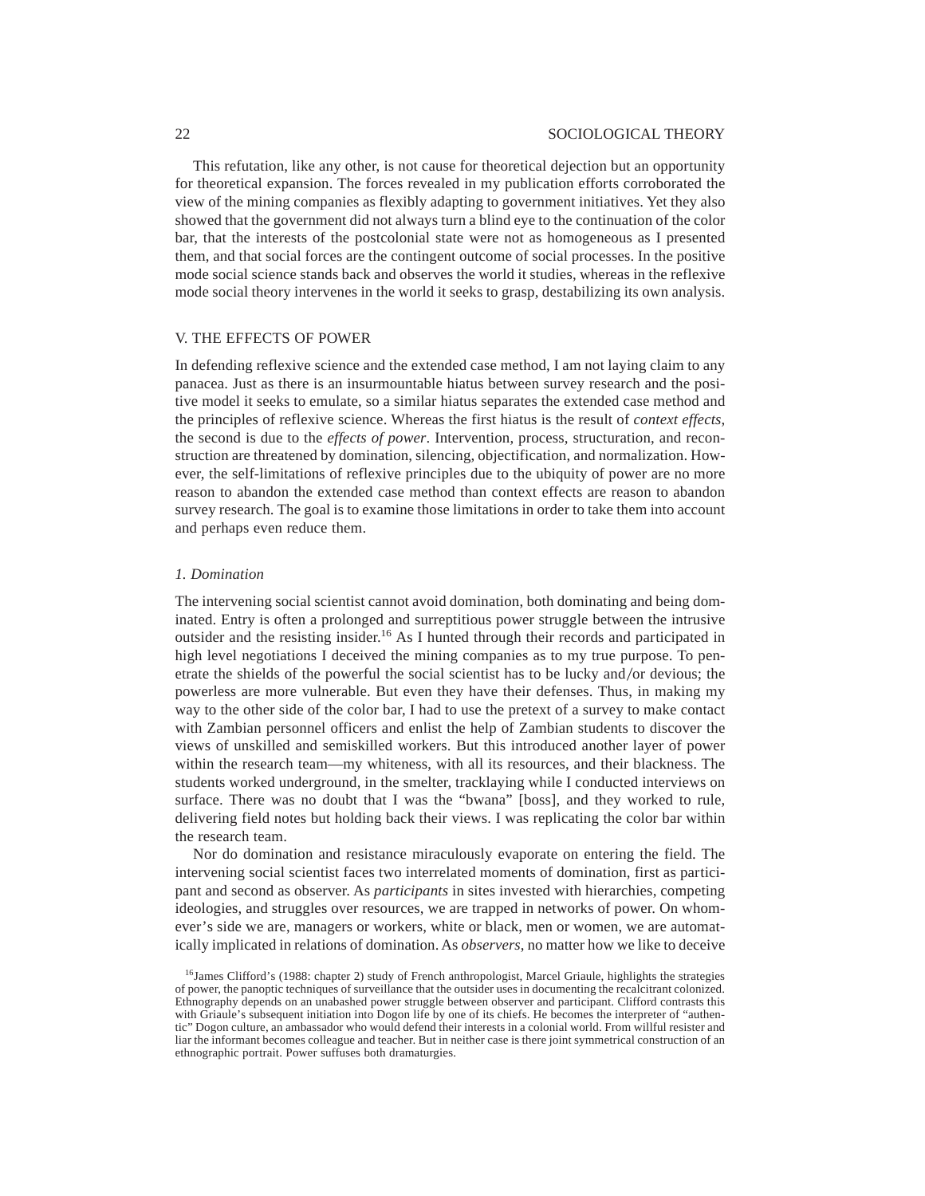This refutation, like any other, is not cause for theoretical dejection but an opportunity for theoretical expansion. The forces revealed in my publication efforts corroborated the view of the mining companies as flexibly adapting to government initiatives. Yet they also showed that the government did not always turn a blind eye to the continuation of the color bar, that the interests of the postcolonial state were not as homogeneous as I presented them, and that social forces are the contingent outcome of social processes. In the positive mode social science stands back and observes the world it studies, whereas in the reflexive mode social theory intervenes in the world it seeks to grasp, destabilizing its own analysis.

## V. THE EFFECTS OF POWER

In defending reflexive science and the extended case method, I am not laying claim to any panacea. Just as there is an insurmountable hiatus between survey research and the positive model it seeks to emulate, so a similar hiatus separates the extended case method and the principles of reflexive science. Whereas the first hiatus is the result of *context effects*, the second is due to the *effects of power*. Intervention, process, structuration, and reconstruction are threatened by domination, silencing, objectification, and normalization. However, the self-limitations of reflexive principles due to the ubiquity of power are no more reason to abandon the extended case method than context effects are reason to abandon survey research. The goal is to examine those limitations in order to take them into account and perhaps even reduce them.

### *1. Domination*

The intervening social scientist cannot avoid domination, both dominating and being dominated. Entry is often a prolonged and surreptitious power struggle between the intrusive outsider and the resisting insider.[16] As I hunted through their records and participated in high level negotiations I deceived the mining companies as to my true purpose. To penetrate the shields of the powerful the social scientist has to be lucky and/or devious; the powerless are more vulnerable. But even they have their defenses. Thus, in making my way to the other side of the color bar, I had to use the pretext of a survey to make contact with Zambian personnel officers and enlist the help of Zambian students to discover the views of unskilled and semiskilled workers. But this introduced another layer of power within the research team—my whiteness, with all its resources, and their blackness. The students worked underground, in the smelter, tracklaying while I conducted interviews on surface. There was no doubt that I was the "bwana" [boss], and they worked to rule, delivering field notes but holding back their views. I was replicating the color bar within the research team.

Nor do domination and resistance miraculously evaporate on entering the field. The intervening social scientist faces two interrelated moments of domination, first as participant and second as observer. As *participants* in sites invested with hierarchies, competing ideologies, and struggles over resources, we are trapped in networks of power. On whomever's side we are, managers or workers, white or black, men or women, we are automatically implicated in relations of domination. As *observers*, no matter how we like to deceive

[16] James Clifford's (1988: chapter 2) study of French anthropologist, Marcel Griaule, highlights the strategies of power, the panoptic techniques of surveillance that the outsider uses in documenting the recalcitrant colonized. Ethnography depends on an unabashed power struggle between observer and participant. Clifford contrasts this with Griaule's subsequent initiation into Dogon life by one of its chiefs. He becomes the interpreter of "authentic" Dogon culture, an ambassador who would defend their interests in a colonial world. From willful resister and liar the informant becomes colleague and teacher. But in neither case is there joint symmetrical construction of an ethnographic portrait. Power suffuses both dramaturgies.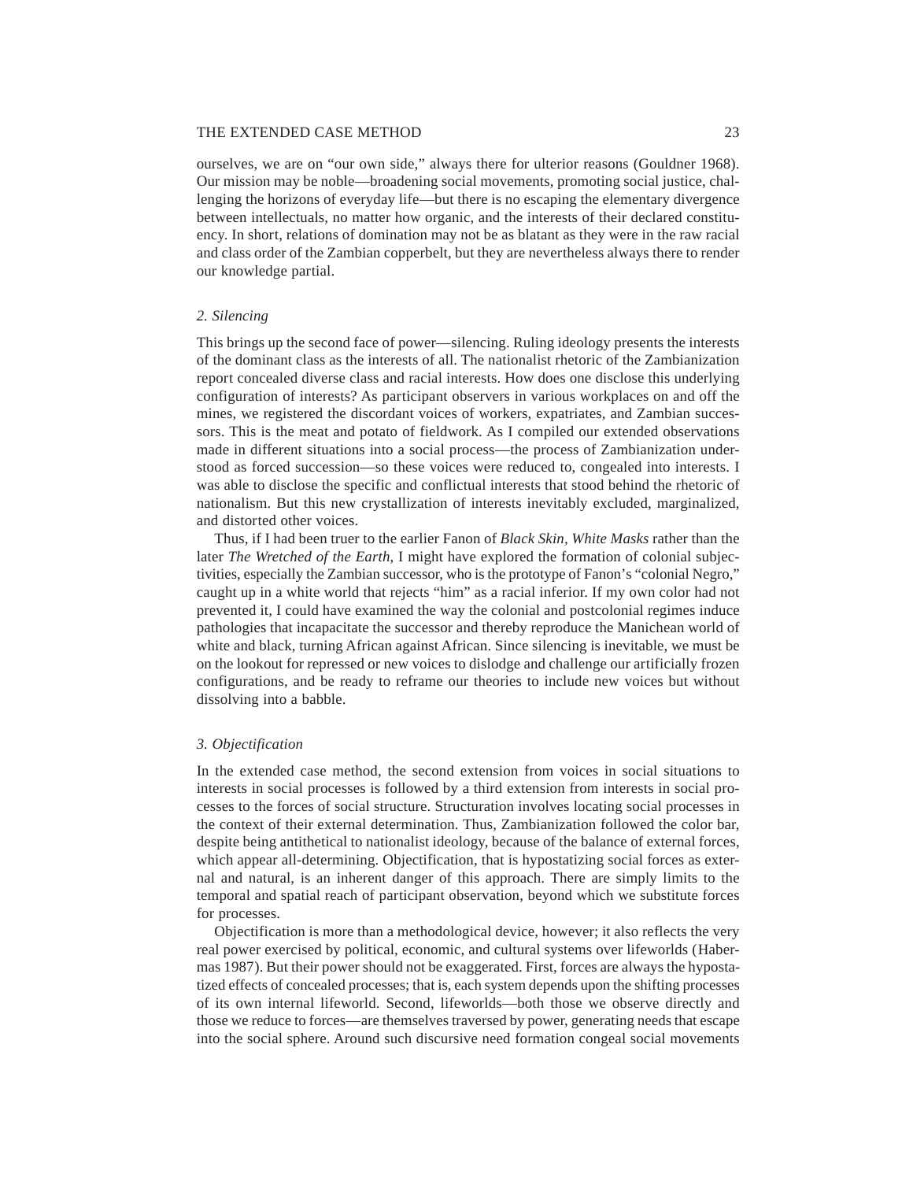ourselves, we are on "our own side," always there for ulterior reasons (Gouldner 1968). Our mission may be noble—broadening social movements, promoting social justice, challenging the horizons of everyday life—but there is no escaping the elementary divergence between intellectuals, no matter how organic, and the interests of their declared constituency. In short, relations of domination may not be as blatant as they were in the raw racial and class order of the Zambian copperbelt, but they are nevertheless always there to render our knowledge partial.

### *2. Silencing*

This brings up the second face of power—silencing. Ruling ideology presents the interests of the dominant class as the interests of all. The nationalist rhetoric of the Zambianization report concealed diverse class and racial interests. How does one disclose this underlying configuration of interests? As participant observers in various workplaces on and off the mines, we registered the discordant voices of workers, expatriates, and Zambian successors. This is the meat and potato of fieldwork. As I compiled our extended observations made in different situations into a social process—the process of Zambianization understood as forced succession—so these voices were reduced to, congealed into interests. I was able to disclose the specific and conflictual interests that stood behind the rhetoric of nationalism. But this new crystallization of interests inevitably excluded, marginalized, and distorted other voices.

Thus, if I had been truer to the earlier Fanon of *Black Skin, White Masks* rather than the later *The Wretched of the Earth,* I might have explored the formation of colonial subjectivities, especially the Zambian successor, who is the prototype of Fanon's "colonial Negro," caught up in a white world that rejects "him" as a racial inferior. If my own color had not prevented it, I could have examined the way the colonial and postcolonial regimes induce pathologies that incapacitate the successor and thereby reproduce the Manichean world of white and black, turning African against African. Since silencing is inevitable, we must be on the lookout for repressed or new voices to dislodge and challenge our artificially frozen configurations, and be ready to reframe our theories to include new voices but without dissolving into a babble.

### *3. Objectification*

In the extended case method, the second extension from voices in social situations to interests in social processes is followed by a third extension from interests in social processes to the forces of social structure. Structuration involves locating social processes in the context of their external determination. Thus, Zambianization followed the color bar, despite being antithetical to nationalist ideology, because of the balance of external forces, which appear all-determining. Objectification, that is hypostatizing social forces as external and natural, is an inherent danger of this approach. There are simply limits to the temporal and spatial reach of participant observation, beyond which we substitute forces for processes.

Objectification is more than a methodological device, however; it also reflects the very real power exercised by political, economic, and cultural systems over lifeworlds (Habermas 1987). But their power should not be exaggerated. First, forces are always the hypostatized effects of concealed processes; that is, each system depends upon the shifting processes of its own internal lifeworld. Second, lifeworlds—both those we observe directly and those we reduce to forces—are themselves traversed by power, generating needs that escape into the social sphere. Around such discursive need formation congeal social movements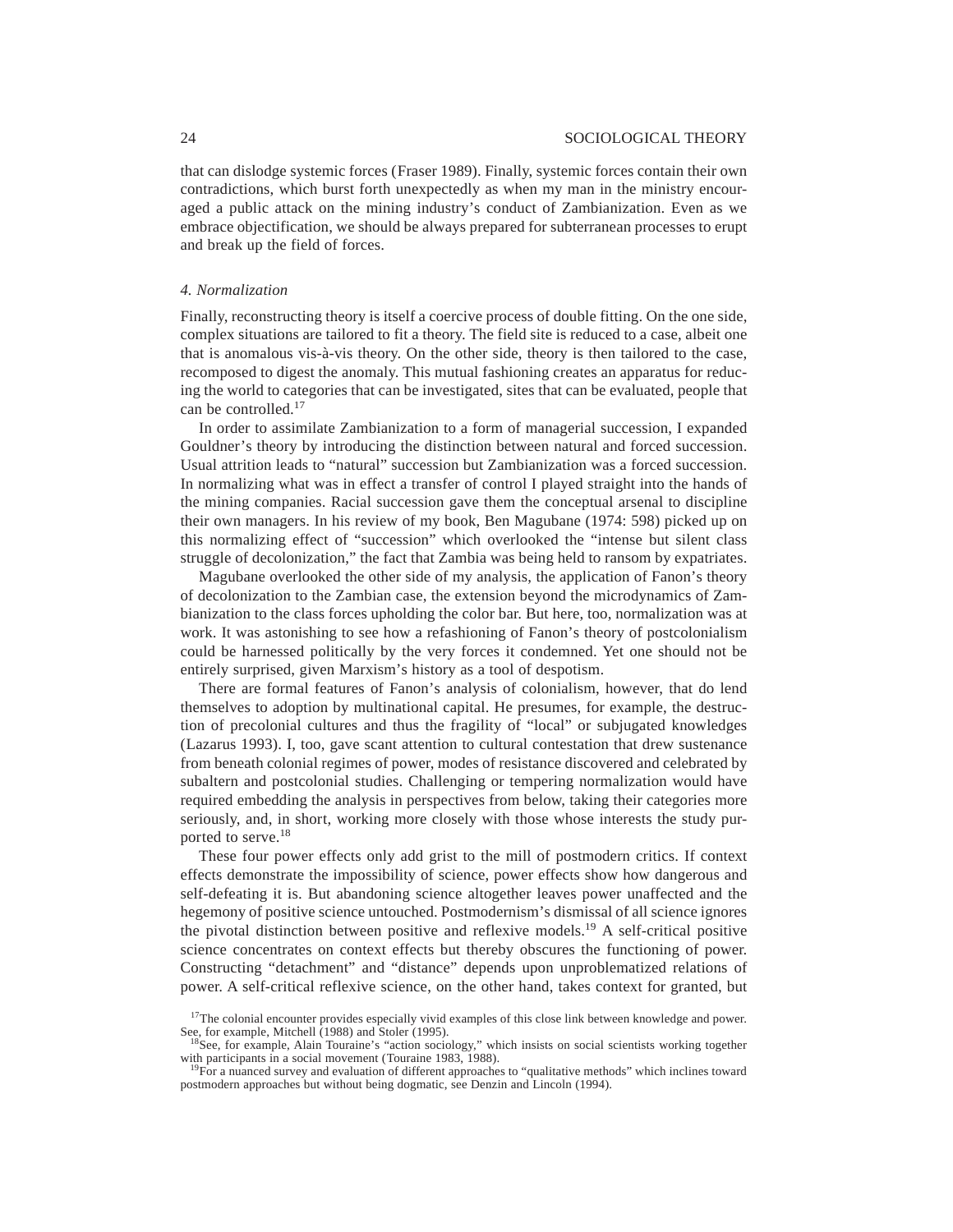that can dislodge systemic forces (Fraser 1989). Finally, systemic forces contain their own contradictions, which burst forth unexpectedly as when my man in the ministry encouraged a public attack on the mining industry's conduct of Zambianization. Even as we embrace objectification, we should be always prepared for subterranean processes to erupt and break up the field of forces.

### *4. Normalization*

Finally, reconstructing theory is itself a coercive process of double fitting. On the one side, complex situations are tailored to fit a theory. The field site is reduced to a case, albeit one that is anomalous vis-à-vis theory. On the other side, theory is then tailored to the case, recomposed to digest the anomaly. This mutual fashioning creates an apparatus for reducing the world to categories that can be investigated, sites that can be evaluated, people that can be controlled.[17]

In order to assimilate Zambianization to a form of managerial succession, I expanded Gouldner's theory by introducing the distinction between natural and forced succession. Usual attrition leads to "natural" succession but Zambianization was a forced succession. In normalizing what was in effect a transfer of control I played straight into the hands of the mining companies. Racial succession gave them the conceptual arsenal to discipline their own managers. In his review of my book, Ben Magubane (1974: 598) picked up on this normalizing effect of "succession" which overlooked the "intense but silent class struggle of decolonization," the fact that Zambia was being held to ransom by expatriates.

Magubane overlooked the other side of my analysis, the application of Fanon's theory of decolonization to the Zambian case, the extension beyond the microdynamics of Zambianization to the class forces upholding the color bar. But here, too, normalization was at work. It was astonishing to see how a refashioning of Fanon's theory of postcolonialism could be harnessed politically by the very forces it condemned. Yet one should not be entirely surprised, given Marxism's history as a tool of despotism.

There are formal features of Fanon's analysis of colonialism, however, that do lend themselves to adoption by multinational capital. He presumes, for example, the destruction of precolonial cultures and thus the fragility of "local" or subjugated knowledges (Lazarus 1993). I, too, gave scant attention to cultural contestation that drew sustenance from beneath colonial regimes of power, modes of resistance discovered and celebrated by subaltern and postcolonial studies. Challenging or tempering normalization would have required embedding the analysis in perspectives from below, taking their categories more seriously, and, in short, working more closely with those whose interests the study purported to serve.[18]

These four power effects only add grist to the mill of postmodern critics. If context effects demonstrate the impossibility of science, power effects show how dangerous and self-defeating it is. But abandoning science altogether leaves power unaffected and the hegemony of positive science untouched. Postmodernism's dismissal of all science ignores the pivotal distinction between positive and reflexive models.[19] A self-critical positive science concentrates on context effects but thereby obscures the functioning of power. Constructing "detachment" and "distance" depends upon unproblematized relations of power. A self-critical reflexive science, on the other hand, takes context for granted, but

---

[17] The colonial encounter provides especially vivid examples of this close link between knowledge and power. See, for example, Mitchell (1988) and Stoler (1995).

[18] See, for example, Alain Touraine's "action sociology," which insists on social scientists working together with participants in a social movement (Touraine 1983, 1988).

[19] For a nuanced survey and evaluation of different approaches to "qualitative methods" which inclines toward postmodern approaches but without being dogmatic, see Denzin and Lincoln (1994).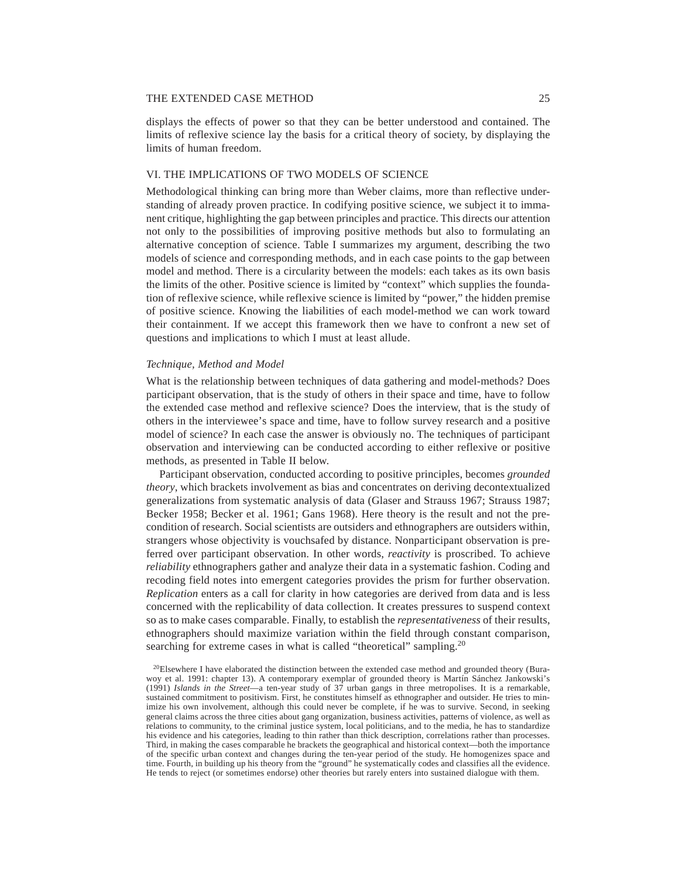displays the effects of power so that they can be better understood and contained. The limits of reflexive science lay the basis for a critical theory of society, by displaying the limits of human freedom.

## VI. THE IMPLICATIONS OF TWO MODELS OF SCIENCE

Methodological thinking can bring more than Weber claims, more than reflective understanding of already proven practice. In codifying positive science, we subject it to immanent critique, highlighting the gap between principles and practice. This directs our attention not only to the possibilities of improving positive methods but also to formulating an alternative conception of science. Table I summarizes my argument, describing the two models of science and corresponding methods, and in each case points to the gap between model and method. There is a circularity between the models: each takes as its own basis the limits of the other. Positive science is limited by "context" which supplies the foundation of reflexive science, while reflexive science is limited by "power," the hidden premise of positive science. Knowing the liabilities of each model-method we can work toward their containment. If we accept this framework then we have to confront a new set of questions and implications to which I must at least allude.

### *Technique, Method and Model*

What is the relationship between techniques of data gathering and model-methods? Does participant observation, that is the study of others in their space and time, have to follow the extended case method and reflexive science? Does the interview, that is the study of others in the interviewee's space and time, have to follow survey research and a positive model of science? In each case the answer is obviously no. The techniques of participant observation and interviewing can be conducted according to either reflexive or positive methods, as presented in Table II below.

Participant observation, conducted according to positive principles, becomes *grounded theory*, which brackets involvement as bias and concentrates on deriving decontextualized generalizations from systematic analysis of data (Glaser and Strauss 1967; Strauss 1987; Becker 1958; Becker et al. 1961; Gans 1968). Here theory is the result and not the precondition of research. Social scientists are outsiders and ethnographers are outsiders within, strangers whose objectivity is vouchsafed by distance. Nonparticipant observation is preferred over participant observation. In other words, *reactivity* is proscribed. To achieve *reliability* ethnographers gather and analyze their data in a systematic fashion. Coding and recoding field notes into emergent categories provides the prism for further observation. *Replication* enters as a call for clarity in how categories are derived from data and is less concerned with the replicability of data collection. It creates pressures to suspend context so as to make cases comparable. Finally, to establish the *representativeness* of their results, ethnographers should maximize variation within the field through constant comparison, searching for extreme cases in what is called "theoretical" sampling.[20]

[20]Elsewhere I have elaborated the distinction between the extended case method and grounded theory (Burawoy et al. 1991: chapter 13). A contemporary exemplar of grounded theory is Martín Sánchez Jankowski's (1991) *Islands in the Street*—a ten-year study of 37 urban gangs in three metropolises. It is a remarkable, sustained commitment to positivism. First, he constitutes himself as ethnographer and outsider. He tries to minimize his own involvement, although this could never be complete, if he was to survive. Second, in seeking general claims across the three cities about gang organization, business activities, patterns of violence, as well as relations to community, to the criminal justice system, local politicians, and to the media, he has to standardize his evidence and his categories, leading to thin rather than thick description, correlations rather than processes. Third, in making the cases comparable he brackets the geographical and historical context—both the importance of the specific urban context and changes during the ten-year period of the study. He homogenizes space and time. Fourth, in building up his theory from the "ground" he systematically codes and classifies all the evidence. He tends to reject (or sometimes endorse) other theories but rarely enters into sustained dialogue with them.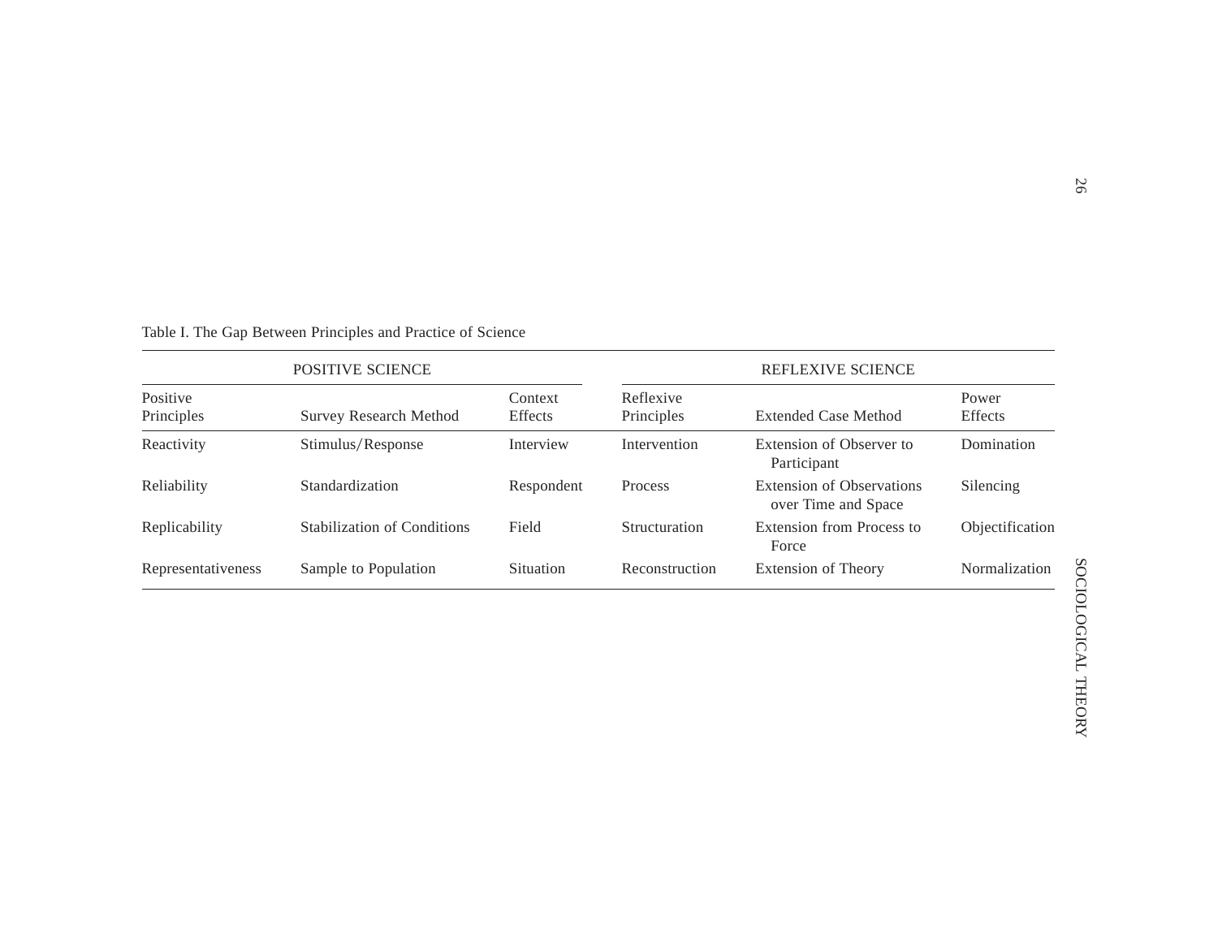Table I. The Gap Between Principles and Practice of Science

| POSITIVE SCIENCE | | | REFLEXIVE SCIENCE | | |
|---|---|---|---|---|---|
| Positive Principles | Survey Research Method | Context Effects | Reflexive Principles | Extended Case Method | Power Effects |
| Reactivity | Stimulus/Response | Interview | Intervention | Extension of Observer to Participant | Domination |
| Reliability | Standardization | Respondent | Process | Extension of Observations over Time and Space | Silencing |
| Replicability | Stabilization of Conditions | Field | Structuration | Extension from Process to Force | Objectification |
| Representativeness | Sample to Population | Situation | Reconstruction | Extension of Theory | Normalization |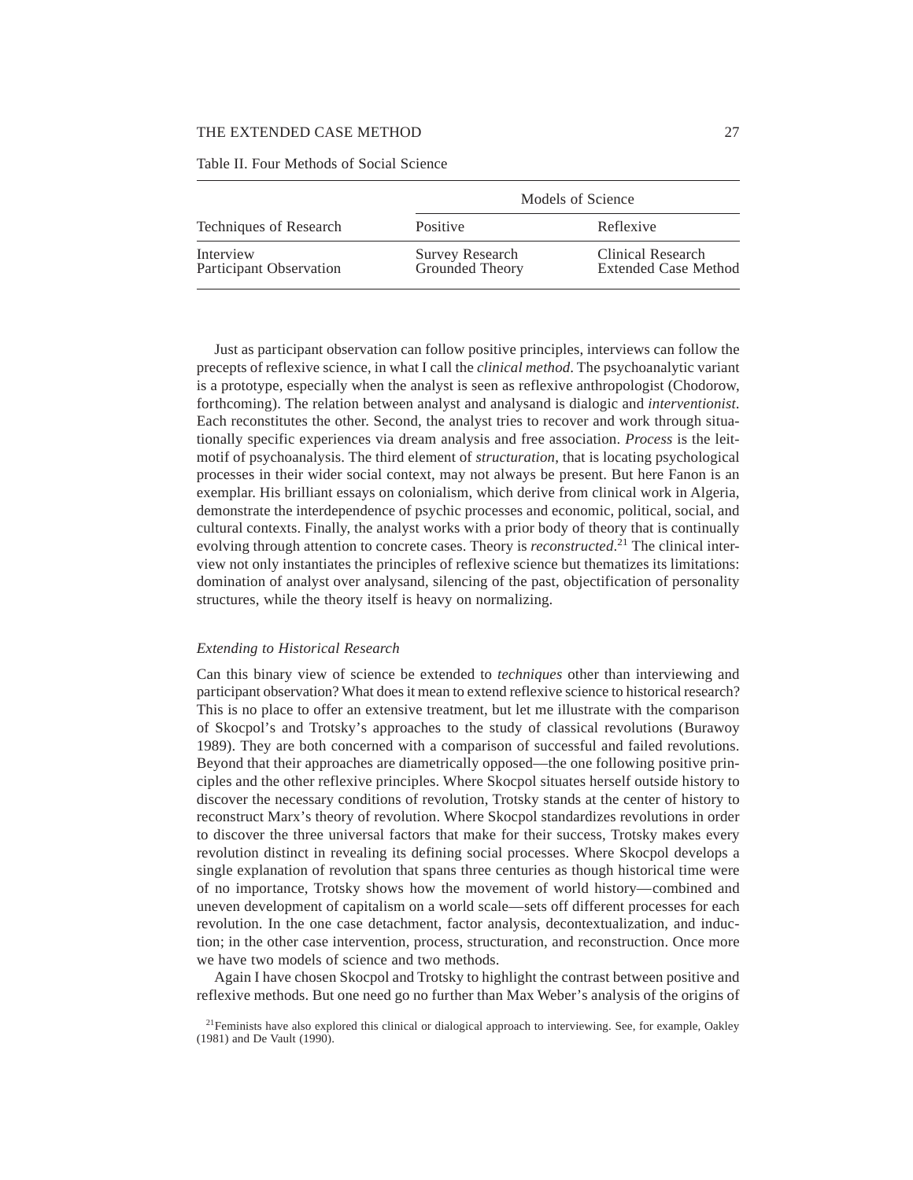Table II. Four Methods of Social Science

| Techniques of Research | Models of Science | |
|---|---|---|
| | Positive | Reflexive |
| Interview | Survey Research | Clinical Research |
| Participant Observation | Grounded Theory | Extended Case Method |

Just as participant observation can follow positive principles, interviews can follow the precepts of reflexive science, in what I call the *clinical method*. The psychoanalytic variant is a prototype, especially when the analyst is seen as reflexive anthropologist (Chodorow, forthcoming). The relation between analyst and analysand is dialogic and *interventionist*. Each reconstitutes the other. Second, the analyst tries to recover and work through situationally specific experiences via dream analysis and free association. *Process* is the leitmotif of psychoanalysis. The third element of *structuration*, that is locating psychological processes in their wider social context, may not always be present. But here Fanon is an exemplar. His brilliant essays on colonialism, which derive from clinical work in Algeria, demonstrate the interdependence of psychic processes and economic, political, social, and cultural contexts. Finally, the analyst works with a prior body of theory that is continually evolving through attention to concrete cases. Theory is *reconstructed*.[21] The clinical interview not only instantiates the principles of reflexive science but thematizes its limitations: domination of analyst over analysand, silencing of the past, objectification of personality structures, while the theory itself is heavy on normalizing.

### *Extending to Historical Research*

Can this binary view of science be extended to *techniques* other than interviewing and participant observation? What does it mean to extend reflexive science to historical research? This is no place to offer an extensive treatment, but let me illustrate with the comparison of Skocpol's and Trotsky's approaches to the study of classical revolutions (Burawoy 1989). They are both concerned with a comparison of successful and failed revolutions. Beyond that their approaches are diametrically opposed—the one following positive principles and the other reflexive principles. Where Skocpol situates herself outside history to discover the necessary conditions of revolution, Trotsky stands at the center of history to reconstruct Marx's theory of revolution. Where Skocpol standardizes revolutions in order to discover the three universal factors that make for their success, Trotsky makes every revolution distinct in revealing its defining social processes. Where Skocpol develops a single explanation of revolution that spans three centuries as though historical time were of no importance, Trotsky shows how the movement of world history—combined and uneven development of capitalism on a world scale—sets off different processes for each revolution. In the one case detachment, factor analysis, decontextualization, and induction; in the other case intervention, process, structuration, and reconstruction. Once more we have two models of science and two methods.

Again I have chosen Skocpol and Trotsky to highlight the contrast between positive and reflexive methods. But one need go no further than Max Weber's analysis of the origins of

[21] Feminists have also explored this clinical or dialogical approach to interviewing. See, for example, Oakley (1981) and De Vault (1990).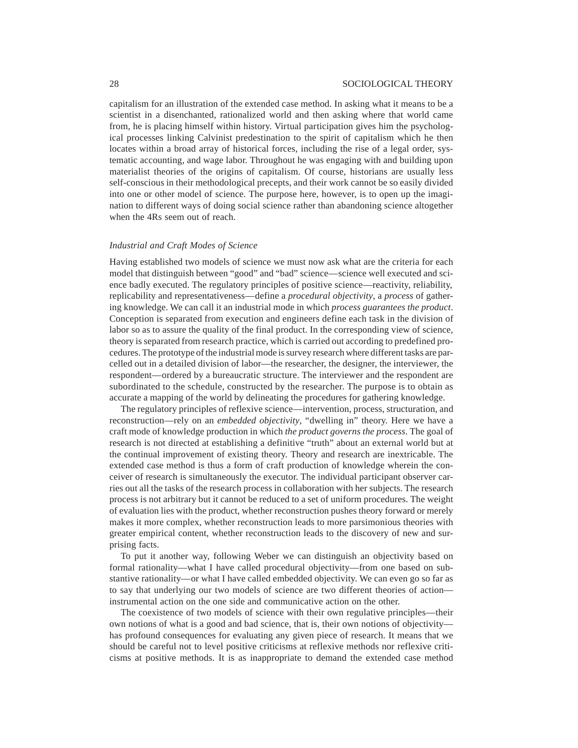capitalism for an illustration of the extended case method. In asking what it means to be a scientist in a disenchanted, rationalized world and then asking where that world came from, he is placing himself within history. Virtual participation gives him the psychological processes linking Calvinist predestination to the spirit of capitalism which he then locates within a broad array of historical forces, including the rise of a legal order, systematic accounting, and wage labor. Throughout he was engaging with and building upon materialist theories of the origins of capitalism. Of course, historians are usually less self-conscious in their methodological precepts, and their work cannot be so easily divided into one or other model of science. The purpose here, however, is to open up the imagination to different ways of doing social science rather than abandoning science altogether when the 4Rs seem out of reach.

### *Industrial and Craft Modes of Science*

Having established two models of science we must now ask what are the criteria for each model that distinguish between "good" and "bad" science—science well executed and science badly executed. The regulatory principles of positive science—reactivity, reliability, replicability and representativeness—define a *procedural objectivity*, a *process* of gathering knowledge. We can call it an industrial mode in which *process guarantees the product*. Conception is separated from execution and engineers define each task in the division of labor so as to assure the quality of the final product. In the corresponding view of science, theory is separated from research practice, which is carried out according to predefined procedures. The prototype of the industrial mode is survey research where different tasks are parcelled out in a detailed division of labor—the researcher, the designer, the interviewer, the respondent—ordered by a bureaucratic structure. The interviewer and the respondent are subordinated to the schedule, constructed by the researcher. The purpose is to obtain as accurate a mapping of the world by delineating the procedures for gathering knowledge.

The regulatory principles of reflexive science—intervention, process, structuration, and reconstruction—rely on an *embedded objectivity*, "dwelling in" theory. Here we have a craft mode of knowledge production in which *the product governs the process*. The goal of research is not directed at establishing a definitive "truth" about an external world but at the continual improvement of existing theory. Theory and research are inextricable. The extended case method is thus a form of craft production of knowledge wherein the conceiver of research is simultaneously the executor. The individual participant observer carries out all the tasks of the research process in collaboration with her subjects. The research process is not arbitrary but it cannot be reduced to a set of uniform procedures. The weight of evaluation lies with the product, whether reconstruction pushes theory forward or merely makes it more complex, whether reconstruction leads to more parsimonious theories with greater empirical content, whether reconstruction leads to the discovery of new and surprising facts.

To put it another way, following Weber we can distinguish an objectivity based on formal rationality—what I have called procedural objectivity—from one based on substantive rationality—or what I have called embedded objectivity. We can even go so far as to say that underlying our two models of science are two different theories of action—instrumental action on the one side and communicative action on the other.

The coexistence of two models of science with their own regulative principles—their own notions of what is a good and bad science, that is, their own notions of objectivity—has profound consequences for evaluating any given piece of research. It means that we should be careful not to level positive criticisms at reflexive methods nor reflexive criticisms at positive methods. It is as inappropriate to demand the extended case method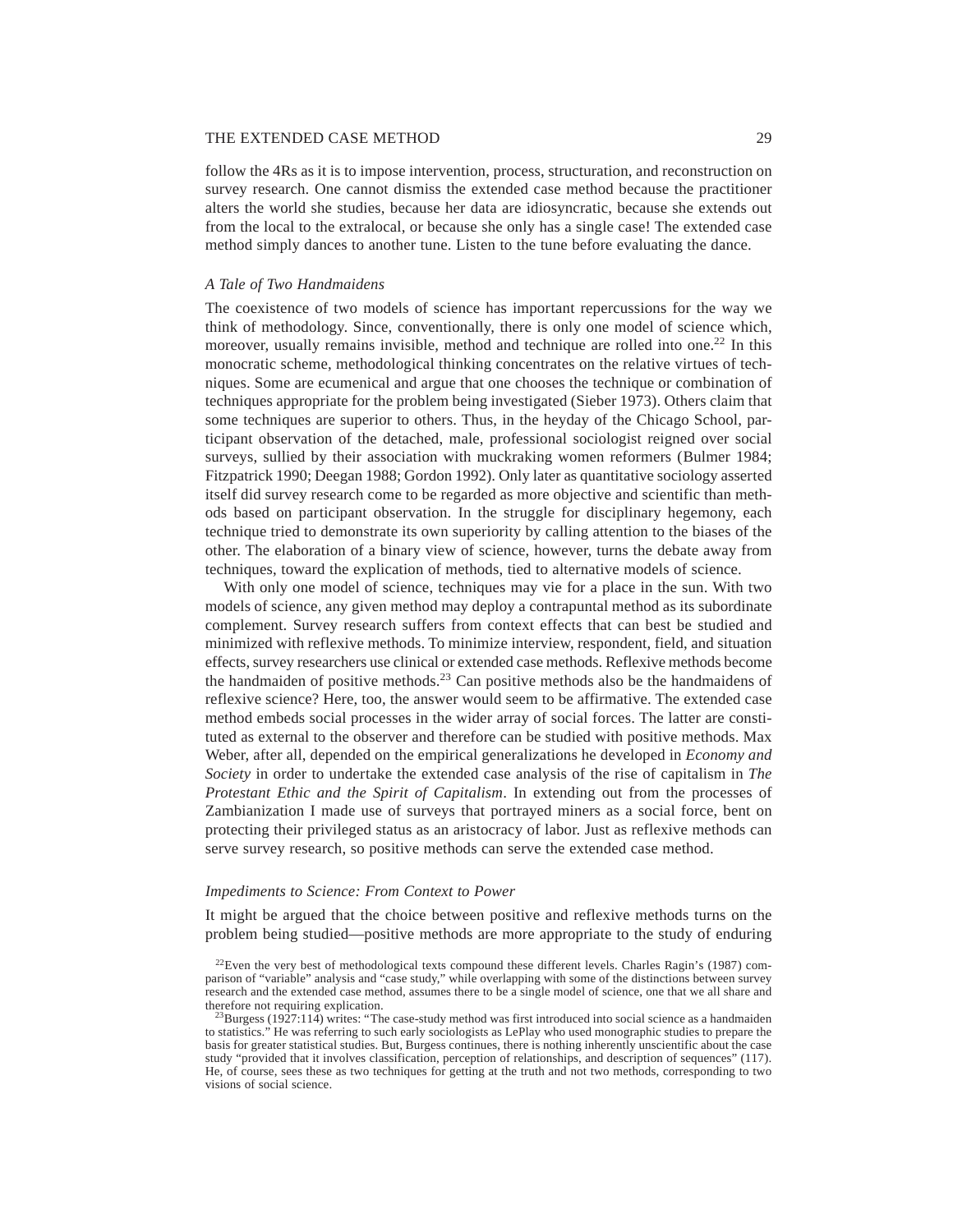follow the 4Rs as it is to impose intervention, process, structuration, and reconstruction on survey research. One cannot dismiss the extended case method because the practitioner alters the world she studies, because her data are idiosyncratic, because she extends out from the local to the extralocal, or because she only has a single case! The extended case method simply dances to another tune. Listen to the tune before evaluating the dance.

### *A Tale of Two Handmaidens*

The coexistence of two models of science has important repercussions for the way we think of methodology. Since, conventionally, there is only one model of science which, moreover, usually remains invisible, method and technique are rolled into one.[22] In this monocratic scheme, methodological thinking concentrates on the relative virtues of techniques. Some are ecumenical and argue that one chooses the technique or combination of techniques appropriate for the problem being investigated (Sieber 1973). Others claim that some techniques are superior to others. Thus, in the heyday of the Chicago School, participant observation of the detached, male, professional sociologist reigned over social surveys, sullied by their association with muckraking women reformers (Bulmer 1984; Fitzpatrick 1990; Deegan 1988; Gordon 1992). Only later as quantitative sociology asserted itself did survey research come to be regarded as more objective and scientific than methods based on participant observation. In the struggle for disciplinary hegemony, each technique tried to demonstrate its own superiority by calling attention to the biases of the other. The elaboration of a binary view of science, however, turns the debate away from techniques, toward the explication of methods, tied to alternative models of science.

With only one model of science, techniques may vie for a place in the sun. With two models of science, any given method may deploy a contrapuntal method as its subordinate complement. Survey research suffers from context effects that can best be studied and minimized with reflexive methods. To minimize interview, respondent, field, and situation effects, survey researchers use clinical or extended case methods. Reflexive methods become the handmaiden of positive methods.[23] Can positive methods also be the handmaidens of reflexive science? Here, too, the answer would seem to be affirmative. The extended case method embeds social processes in the wider array of social forces. The latter are constituted as external to the observer and therefore can be studied with positive methods. Max Weber, after all, depended on the empirical generalizations he developed in *Economy and Society* in order to undertake the extended case analysis of the rise of capitalism in *The Protestant Ethic and the Spirit of Capitalism*. In extending out from the processes of Zambianization I made use of surveys that portrayed miners as a social force, bent on protecting their privileged status as an aristocracy of labor. Just as reflexive methods can serve survey research, so positive methods can serve the extended case method.

### *Impediments to Science: From Context to Power*

It might be argued that the choice between positive and reflexive methods turns on the problem being studied—positive methods are more appropriate to the study of enduring

[22] Even the very best of methodological texts compound these different levels. Charles Ragin's (1987) comparison of "variable" analysis and "case study," while overlapping with some of the distinctions between survey research and the extended case method, assumes there to be a single model of science, one that we all share and therefore not requiring explication.

[23] Burgess (1927:114) writes: "The case-study method was first introduced into social science as a handmaiden to statistics." He was referring to such early sociologists as LePlay who used monographic studies to prepare the basis for greater statistical studies. But, Burgess continues, there is nothing inherently unscientific about the case study "provided that it involves classification, perception of relationships, and description of sequences" (117). He, of course, sees these as two techniques for getting at the truth and not two methods, corresponding to two visions of social science.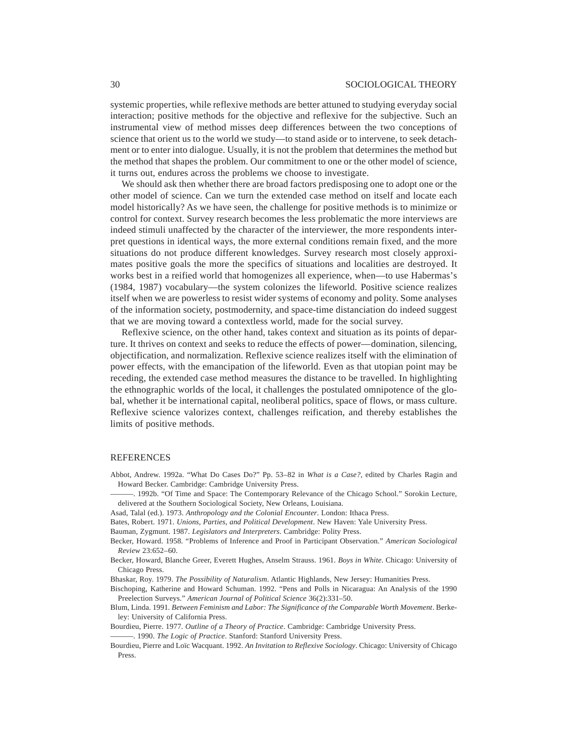systemic properties, while reflexive methods are better attuned to studying everyday social interaction; positive methods for the objective and reflexive for the subjective. Such an instrumental view of method misses deep differences between the two conceptions of science that orient us to the world we study—to stand aside or to intervene, to seek detachment or to enter into dialogue. Usually, it is not the problem that determines the method but the method that shapes the problem. Our commitment to one or the other model of science, it turns out, endures across the problems we choose to investigate.

We should ask then whether there are broad factors predisposing one to adopt one or the other model of science. Can we turn the extended case method on itself and locate each model historically? As we have seen, the challenge for positive methods is to minimize or control for context. Survey research becomes the less problematic the more interviews are indeed stimuli unaffected by the character of the interviewer, the more respondents interpret questions in identical ways, the more external conditions remain fixed, and the more situations do not produce different knowledges. Survey research most closely approximates positive goals the more the specifics of situations and localities are destroyed. It works best in a reified world that homogenizes all experience, when—to use Habermas's (1984, 1987) vocabulary—the system colonizes the lifeworld. Positive science realizes itself when we are powerless to resist wider systems of economy and polity. Some analyses of the information society, postmodernity, and space-time distanciation do indeed suggest that we are moving toward a contextless world, made for the social survey.

Reflexive science, on the other hand, takes context and situation as its points of departure. It thrives on context and seeks to reduce the effects of power—domination, silencing, objectification, and normalization. Reflexive science realizes itself with the elimination of power effects, with the emancipation of the lifeworld. Even as that utopian point may be receding, the extended case method measures the distance to be travelled. In highlighting the ethnographic worlds of the local, it challenges the postulated omnipotence of the global, whether it be international capital, neoliberal politics, space of flows, or mass culture. Reflexive science valorizes context, challenges reification, and thereby establishes the limits of positive methods.

## REFERENCES

Abbot, Andrew. 1992a. "What Do Cases Do?" Pp. 53–82 in *What is a Case?*, edited by Charles Ragin and Howard Becker. Cambridge: Cambridge University Press.

———. 1992b. "Of Time and Space: The Contemporary Relevance of the Chicago School." Sorokin Lecture, delivered at the Southern Sociological Society, New Orleans, Louisiana.

Asad, Talal (ed.). 1973. *Anthropology and the Colonial Encounter*. London: Ithaca Press.

Bates, Robert. 1971. *Unions, Parties, and Political Development*. New Haven: Yale University Press.

Bauman, Zygmunt. 1987. *Legislators and Interpreters*. Cambridge: Polity Press.

Becker, Howard. 1958. "Problems of Inference and Proof in Participant Observation." *American Sociological Review* 23:652–60.

Becker, Howard, Blanche Greer, Everett Hughes, Anselm Strauss. 1961. *Boys in White*. Chicago: University of Chicago Press.

Bhaskar, Roy. 1979. *The Possibility of Naturalism*. Atlantic Highlands, New Jersey: Humanities Press.

Bischoping, Katherine and Howard Schuman. 1992. "Pens and Polls in Nicaragua: An Analysis of the 1990 Preelection Surveys." *American Journal of Political Science* 36(2):331–50.

Blum, Linda. 1991. *Between Feminism and Labor: The Significance of the Comparable Worth Movement*. Berkeley: University of California Press.

Bourdieu, Pierre. 1977. *Outline of a Theory of Practice*. Cambridge: Cambridge University Press.

———. 1990. *The Logic of Practice*. Stanford: Stanford University Press.

Bourdieu, Pierre and Loïc Wacquant. 1992. *An Invitation to Reflexive Sociology*. Chicago: University of Chicago Press.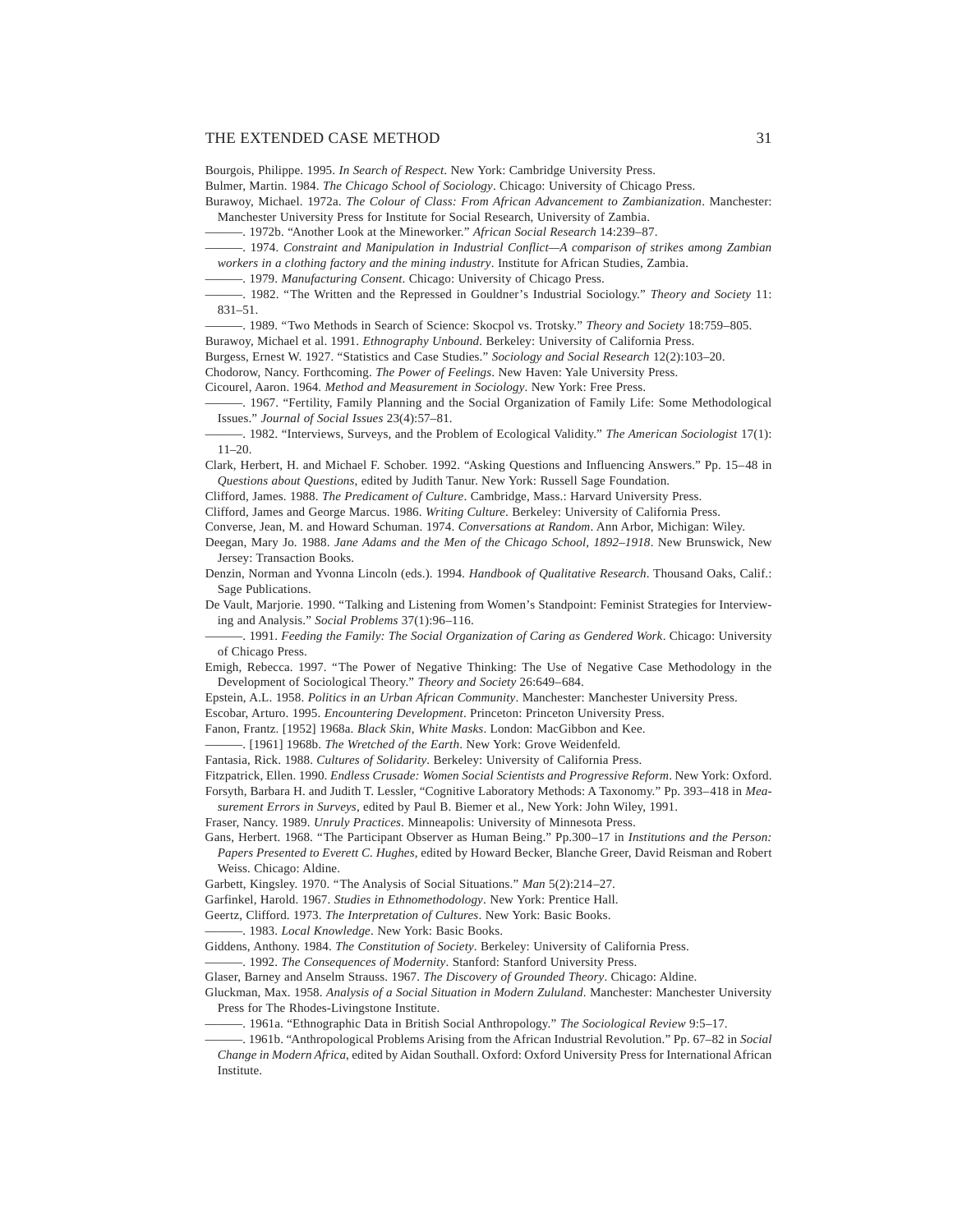Bourgois, Philippe. 1995. *In Search of Respect*. New York: Cambridge University Press.

Bulmer, Martin. 1984. *The Chicago School of Sociology*. Chicago: University of Chicago Press.

Burawoy, Michael. 1972a. *The Colour of Class: From African Advancement to Zambianization*. Manchester: Manchester University Press for Institute for Social Research, University of Zambia.

———. 1972b. "Another Look at the Mineworker." *African Social Research* 14:239–87.

———. 1974. *Constraint and Manipulation in Industrial Conflict—A comparison of strikes among Zambian workers in a clothing factory and the mining industry*. Institute for African Studies, Zambia.

———. 1979. *Manufacturing Consent*. Chicago: University of Chicago Press.

———. 1982. "The Written and the Repressed in Gouldner's Industrial Sociology." *Theory and Society* 11: 831–51.

———. 1989. "Two Methods in Search of Science: Skocpol vs. Trotsky." *Theory and Society* 18:759–805.

Burawoy, Michael et al. 1991. *Ethnography Unbound*. Berkeley: University of California Press.

Burgess, Ernest W. 1927. "Statistics and Case Studies." *Sociology and Social Research* 12(2):103–20.

Chodorow, Nancy. Forthcoming. *The Power of Feelings*. New Haven: Yale University Press.

Cicourel, Aaron. 1964. *Method and Measurement in Sociology*. New York: Free Press.

———. 1967. "Fertility, Family Planning and the Social Organization of Family Life: Some Methodological Issues." *Journal of Social Issues* 23(4):57–81.

———. 1982. "Interviews, Surveys, and the Problem of Ecological Validity." *The American Sociologist* 17(1): 11–20.

Clark, Herbert, H. and Michael F. Schober. 1992. "Asking Questions and Influencing Answers." Pp. 15–48 in *Questions about Questions*, edited by Judith Tanur. New York: Russell Sage Foundation.

Clifford, James. 1988. *The Predicament of Culture*. Cambridge, Mass.: Harvard University Press.

Clifford, James and George Marcus. 1986. *Writing Culture*. Berkeley: University of California Press.

Converse, Jean, M. and Howard Schuman. 1974. *Conversations at Random*. Ann Arbor, Michigan: Wiley.

Deegan, Mary Jo. 1988. *Jane Adams and the Men of the Chicago School, 1892–1918*. New Brunswick, New Jersey: Transaction Books.

Denzin, Norman and Yvonna Lincoln (eds.). 1994. *Handbook of Qualitative Research*. Thousand Oaks, Calif.: Sage Publications.

De Vault, Marjorie. 1990. "Talking and Listening from Women's Standpoint: Feminist Strategies for Interviewing and Analysis." *Social Problems* 37(1):96–116.

———. 1991. *Feeding the Family: The Social Organization of Caring as Gendered Work*. Chicago: University of Chicago Press.

Emigh, Rebecca. 1997. "The Power of Negative Thinking: The Use of Negative Case Methodology in the Development of Sociological Theory." *Theory and Society* 26:649–684.

Epstein, A.L. 1958. *Politics in an Urban African Community*. Manchester: Manchester University Press.

Escobar, Arturo. 1995. *Encountering Development*. Princeton: Princeton University Press.

Fanon, Frantz. [1952] 1968a. *Black Skin, White Masks*. London: MacGibbon and Kee.

———. [1961] 1968b. *The Wretched of the Earth*. New York: Grove Weidenfeld.

Fantasia, Rick. 1988. *Cultures of Solidarity*. Berkeley: University of California Press.

Fitzpatrick, Ellen. 1990. *Endless Crusade: Women Social Scientists and Progressive Reform*. New York: Oxford.

Forsyth, Barbara H. and Judith T. Lessler, "Cognitive Laboratory Methods: A Taxonomy." Pp. 393–418 in *Measurement Errors in Surveys*, edited by Paul B. Biemer et al., New York: John Wiley, 1991.

Fraser, Nancy. 1989. *Unruly Practices*. Minneapolis: University of Minnesota Press.

Gans, Herbert. 1968. "The Participant Observer as Human Being." Pp.300–17 in *Institutions and the Person: Papers Presented to Everett C. Hughes*, edited by Howard Becker, Blanche Greer, David Reisman and Robert Weiss. Chicago: Aldine.

Garbett, Kingsley. 1970. "The Analysis of Social Situations." *Man* 5(2):214–27.

Garfinkel, Harold. 1967. *Studies in Ethnomethodology*. New York: Prentice Hall.

Geertz, Clifford. 1973. *The Interpretation of Cultures*. New York: Basic Books.

———. 1983. *Local Knowledge*. New York: Basic Books.

Giddens, Anthony. 1984. *The Constitution of Society*. Berkeley: University of California Press.

———. 1992. *The Consequences of Modernity*. Stanford: Stanford University Press.

Glaser, Barney and Anselm Strauss. 1967. *The Discovery of Grounded Theory*. Chicago: Aldine.

Gluckman, Max. 1958. *Analysis of a Social Situation in Modern Zululand*. Manchester: Manchester University Press for The Rhodes-Livingstone Institute.

———. 1961a. "Ethnographic Data in British Social Anthropology." *The Sociological Review* 9:5–17.

———. 1961b. "Anthropological Problems Arising from the African Industrial Revolution." Pp. 67–82 in *Social Change in Modern Africa*, edited by Aidan Southall. Oxford: Oxford University Press for International African Institute.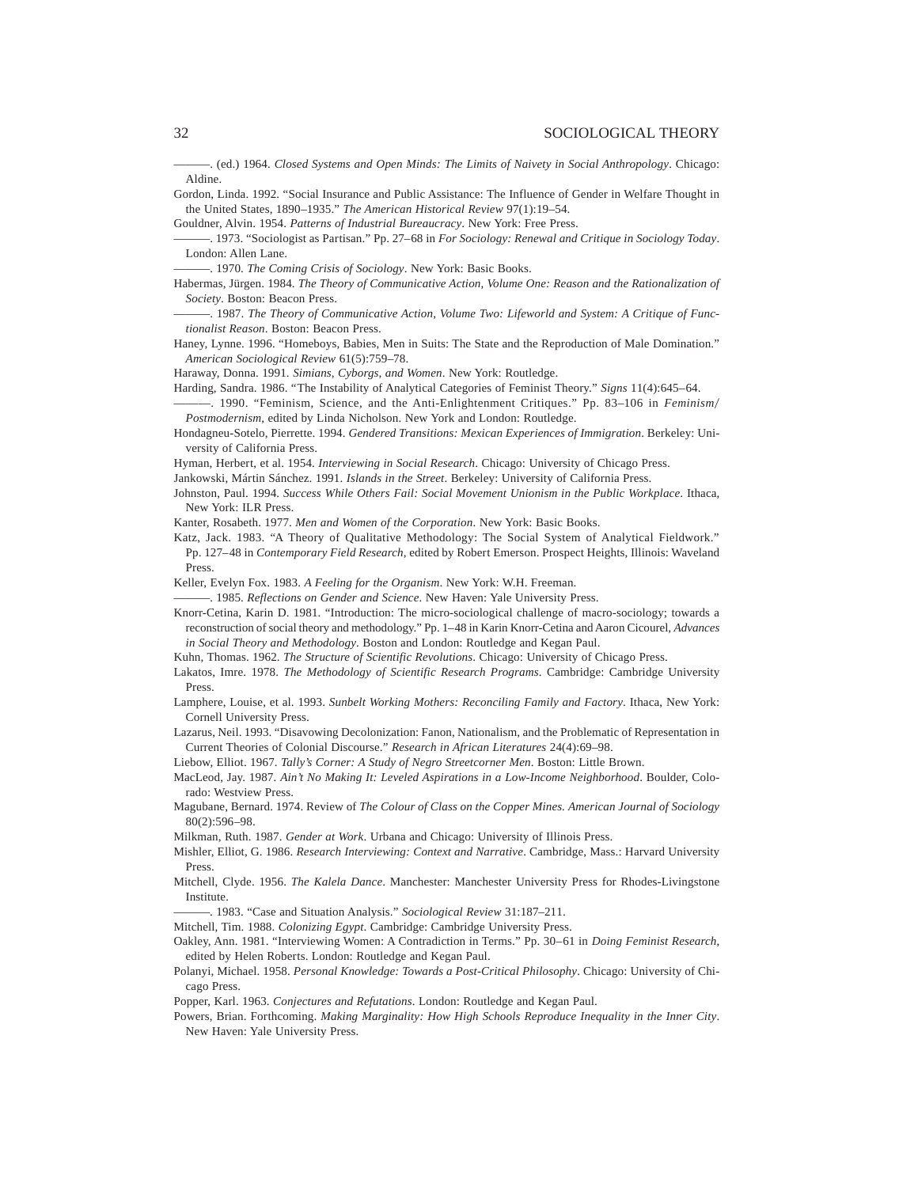———. (ed.) 1964. *Closed Systems and Open Minds: The Limits of Naivety in Social Anthropology*. Chicago: Aldine.

Gordon, Linda. 1992. "Social Insurance and Public Assistance: The Influence of Gender in Welfare Thought in the United States, 1890–1935." *The American Historical Review* 97(1):19–54.

Gouldner, Alvin. 1954. *Patterns of Industrial Bureaucracy*. New York: Free Press.

———. 1973. "Sociologist as Partisan." Pp. 27–68 in *For Sociology: Renewal and Critique in Sociology Today*. London: Allen Lane.

———. 1970. *The Coming Crisis of Sociology*. New York: Basic Books.

Habermas, Jürgen. 1984. *The Theory of Communicative Action, Volume One: Reason and the Rationalization of Society*. Boston: Beacon Press.

———. 1987. *The Theory of Communicative Action, Volume Two: Lifeworld and System: A Critique of Functionalist Reason*. Boston: Beacon Press.

Haney, Lynne. 1996. "Homeboys, Babies, Men in Suits: The State and the Reproduction of Male Domination." *American Sociological Review* 61(5):759–78.

Haraway, Donna. 1991. *Simians, Cyborgs, and Women*. New York: Routledge.

Harding, Sandra. 1986. "The Instability of Analytical Categories of Feminist Theory." *Signs* 11(4):645–64.

———. 1990. "Feminism, Science, and the Anti-Enlightenment Critiques." Pp. 83–106 in *Feminism/Postmodernism*, edited by Linda Nicholson. New York and London: Routledge.

Hondagneu-Sotelo, Pierrette. 1994. *Gendered Transitions: Mexican Experiences of Immigration*. Berkeley: University of California Press.

Hyman, Herbert, et al. 1954. *Interviewing in Social Research*. Chicago: University of Chicago Press.

Jankowski, Mártin Sánchez. 1991. *Islands in the Street*. Berkeley: University of California Press.

Johnston, Paul. 1994. *Success While Others Fail: Social Movement Unionism in the Public Workplace*. Ithaca, New York: ILR Press.

Kanter, Rosabeth. 1977. *Men and Women of the Corporation*. New York: Basic Books.

Katz, Jack. 1983. "A Theory of Qualitative Methodology: The Social System of Analytical Fieldwork." Pp. 127–48 in *Contemporary Field Research*, edited by Robert Emerson. Prospect Heights, Illinois: Waveland Press.

Keller, Evelyn Fox. 1983. *A Feeling for the Organism*. New York: W.H. Freeman.

———. 1985. *Reflections on Gender and Science*. New Haven: Yale University Press.

Knorr-Cetina, Karin D. 1981. "Introduction: The micro-sociological challenge of macro-sociology; towards a reconstruction of social theory and methodology." Pp. 1–48 in Karin Knorr-Cetina and Aaron Cicourel, *Advances in Social Theory and Methodology*. Boston and London: Routledge and Kegan Paul.

Kuhn, Thomas. 1962. *The Structure of Scientific Revolutions*. Chicago: University of Chicago Press.

Lakatos, Imre. 1978. *The Methodology of Scientific Research Programs*. Cambridge: Cambridge University Press.

Lamphere, Louise, et al. 1993. *Sunbelt Working Mothers: Reconciling Family and Factory*. Ithaca, New York: Cornell University Press.

Lazarus, Neil. 1993. "Disavowing Decolonization: Fanon, Nationalism, and the Problematic of Representation in Current Theories of Colonial Discourse." *Research in African Literatures* 24(4):69–98.

Liebow, Elliot. 1967. *Tally's Corner: A Study of Negro Streetcorner Men*. Boston: Little Brown.

MacLeod, Jay. 1987. *Ain't No Making It: Leveled Aspirations in a Low-Income Neighborhood*. Boulder, Colorado: Westview Press.

Magubane, Bernard. 1974. Review of *The Colour of Class on the Copper Mines. American Journal of Sociology* 80(2):596–98.

Milkman, Ruth. 1987. *Gender at Work*. Urbana and Chicago: University of Illinois Press.

Mishler, Elliot, G. 1986. *Research Interviewing: Context and Narrative*. Cambridge, Mass.: Harvard University Press.

Mitchell, Clyde. 1956. *The Kalela Dance*. Manchester: Manchester University Press for Rhodes-Livingstone Institute.

———. 1983. "Case and Situation Analysis." *Sociological Review* 31:187–211.

Mitchell, Tim. 1988. *Colonizing Egypt*. Cambridge: Cambridge University Press.

Oakley, Ann. 1981. "Interviewing Women: A Contradiction in Terms." Pp. 30–61 in *Doing Feminist Research*, edited by Helen Roberts. London: Routledge and Kegan Paul.

Polanyi, Michael. 1958. *Personal Knowledge: Towards a Post-Critical Philosophy*. Chicago: University of Chicago Press.

Popper, Karl. 1963. *Conjectures and Refutations*. London: Routledge and Kegan Paul.

Powers, Brian. Forthcoming. *Making Marginality: How High Schools Reproduce Inequality in the Inner City*. New Haven: Yale University Press.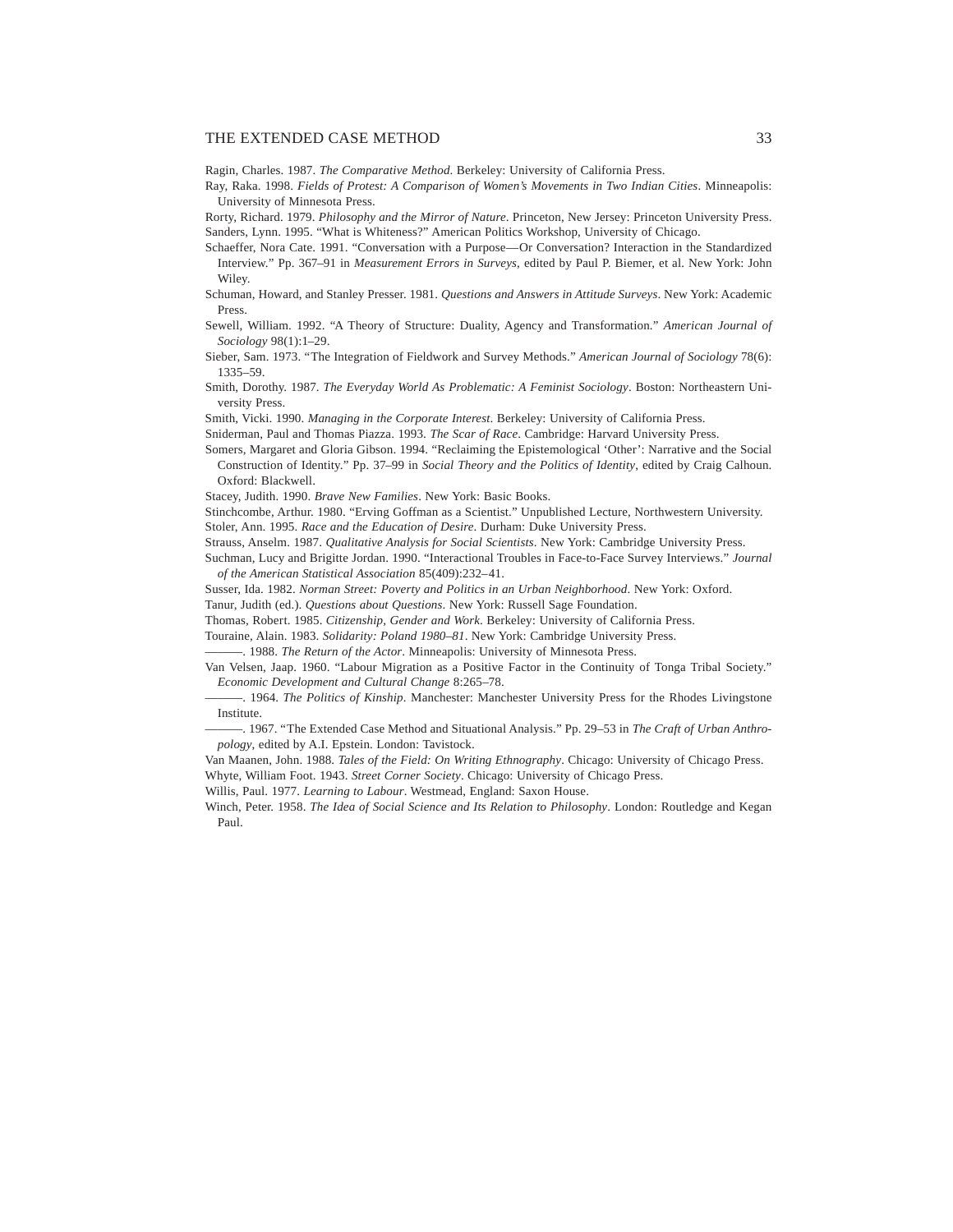Ragin, Charles. 1987. *The Comparative Method*. Berkeley: University of California Press.

Ray, Raka. 1998. *Fields of Protest: A Comparison of Women's Movements in Two Indian Cities*. Minneapolis: University of Minnesota Press.

Rorty, Richard. 1979. *Philosophy and the Mirror of Nature*. Princeton, New Jersey: Princeton University Press.

Sanders, Lynn. 1995. "What is Whiteness?" American Politics Workshop, University of Chicago.

Schaeffer, Nora Cate. 1991. "Conversation with a Purpose—Or Conversation? Interaction in the Standardized Interview." Pp. 367–91 in *Measurement Errors in Surveys*, edited by Paul P. Biemer, et al. New York: John Wiley.

Schuman, Howard, and Stanley Presser. 1981. *Questions and Answers in Attitude Surveys*. New York: Academic Press.

Sewell, William. 1992. "A Theory of Structure: Duality, Agency and Transformation." *American Journal of Sociology* 98(1):1–29.

Sieber, Sam. 1973. "The Integration of Fieldwork and Survey Methods." *American Journal of Sociology* 78(6): 1335–59.

Smith, Dorothy. 1987. *The Everyday World As Problematic: A Feminist Sociology*. Boston: Northeastern University Press.

Smith, Vicki. 1990. *Managing in the Corporate Interest*. Berkeley: University of California Press.

Sniderman, Paul and Thomas Piazza. 1993. *The Scar of Race*. Cambridge: Harvard University Press.

Somers, Margaret and Gloria Gibson. 1994. "Reclaiming the Epistemological 'Other': Narrative and the Social Construction of Identity." Pp. 37–99 in *Social Theory and the Politics of Identity*, edited by Craig Calhoun. Oxford: Blackwell.

Stacey, Judith. 1990. *Brave New Families*. New York: Basic Books.

Stinchcombe, Arthur. 1980. "Erving Goffman as a Scientist." Unpublished Lecture, Northwestern University.

Stoler, Ann. 1995. *Race and the Education of Desire*. Durham: Duke University Press.

Strauss, Anselm. 1987. *Qualitative Analysis for Social Scientists*. New York: Cambridge University Press.

Suchman, Lucy and Brigitte Jordan. 1990. "Interactional Troubles in Face-to-Face Survey Interviews." *Journal of the American Statistical Association* 85(409):232–41.

Susser, Ida. 1982. *Norman Street: Poverty and Politics in an Urban Neighborhood*. New York: Oxford.

Tanur, Judith (ed.). *Questions about Questions*. New York: Russell Sage Foundation.

Thomas, Robert. 1985. *Citizenship, Gender and Work*. Berkeley: University of California Press.

Touraine, Alain. 1983. *Solidarity: Poland 1980–81*. New York: Cambridge University Press.

———. 1988. *The Return of the Actor*. Minneapolis: University of Minnesota Press.

Van Velsen, Jaap. 1960. "Labour Migration as a Positive Factor in the Continuity of Tonga Tribal Society." *Economic Development and Cultural Change* 8:265–78.

———. 1964. *The Politics of Kinship*. Manchester: Manchester University Press for the Rhodes Livingstone Institute.

———. 1967. "The Extended Case Method and Situational Analysis." Pp. 29–53 in *The Craft of Urban Anthropology*, edited by A.I. Epstein. London: Tavistock.

Van Maanen, John. 1988. *Tales of the Field: On Writing Ethnography*. Chicago: University of Chicago Press.

Whyte, William Foot. 1943. *Street Corner Society*. Chicago: University of Chicago Press.

Willis, Paul. 1977. *Learning to Labour*. Westmead, England: Saxon House.

Winch, Peter. 1958. *The Idea of Social Science and Its Relation to Philosophy*. London: Routledge and Kegan Paul.